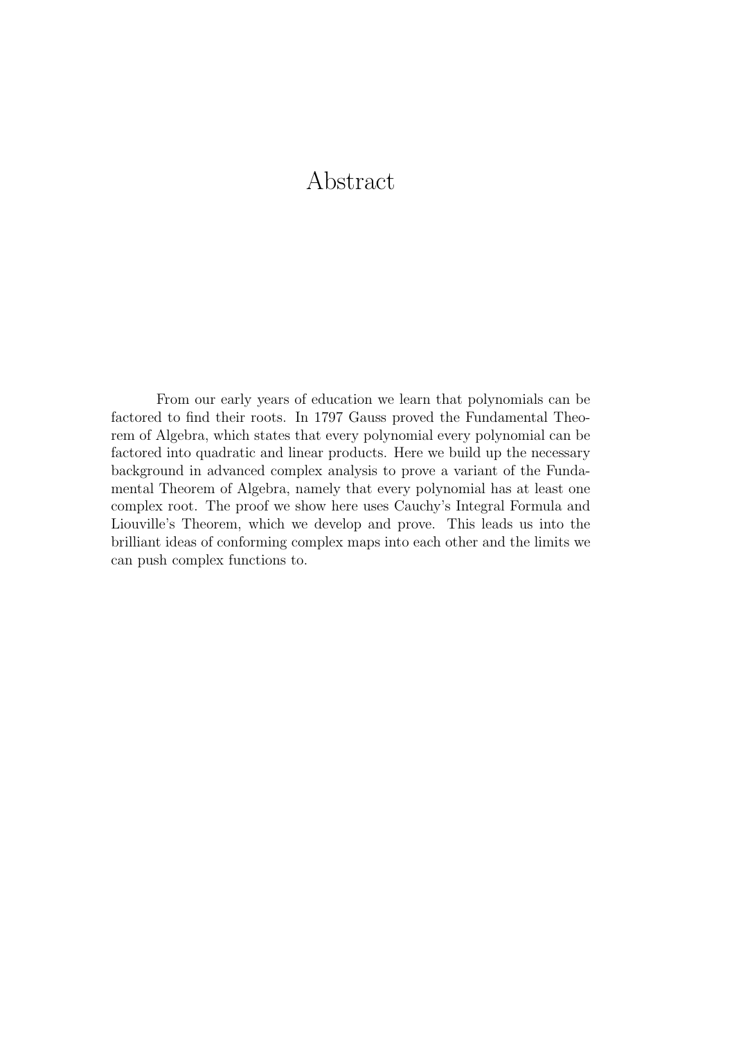# Abstract

From our early years of education we learn that polynomials can be factored to find their roots. In 1797 Gauss proved the Fundamental Theorem of Algebra, which states that every polynomial every polynomial can be factored into quadratic and linear products. Here we build up the necessary background in advanced complex analysis to prove a variant of the Fundamental Theorem of Algebra, namely that every polynomial has at least one complex root. The proof we show here uses Cauchy's Integral Formula and Liouville's Theorem, which we develop and prove. This leads us into the brilliant ideas of conforming complex maps into each other and the limits we can push complex functions to.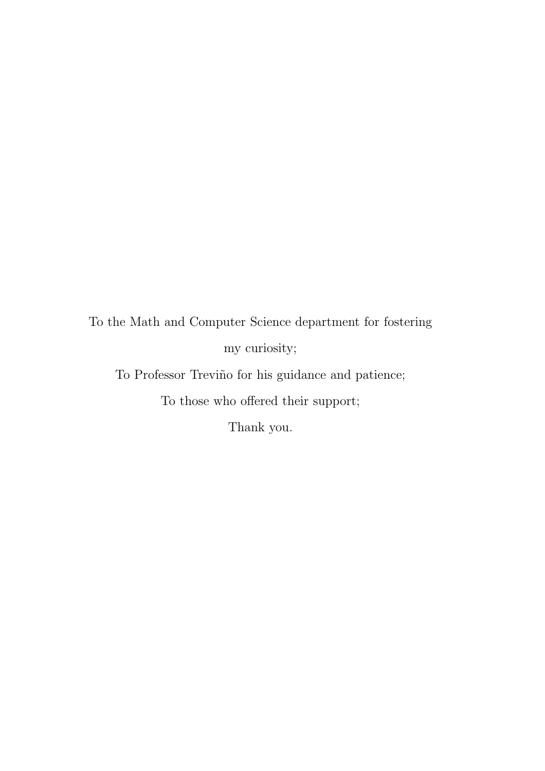To the Math and Computer Science department for fostering my curiosity;

To Professor Treviño for his guidance and patience;

To those who offered their support;

Thank you.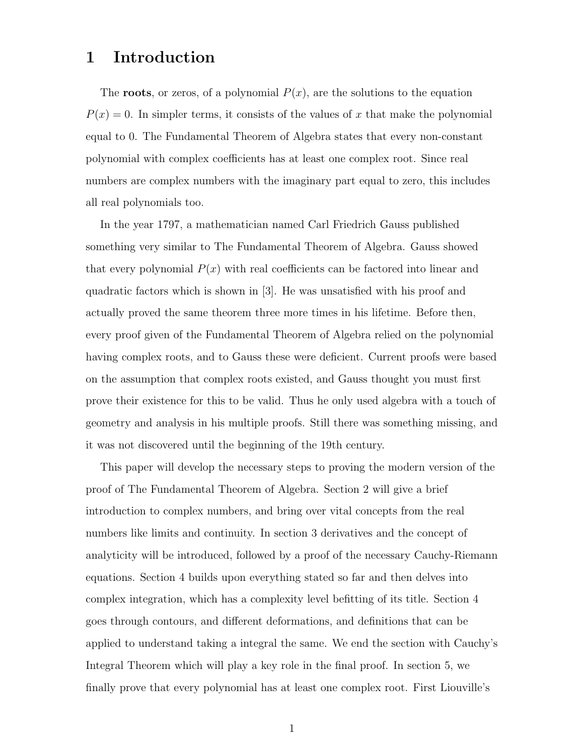# 1 Introduction

The **roots**, or zeros, of a polynomial $P(x)$, are the solutions to the equation $P(x) = 0$. In simpler terms, it consists of the values of $x$ that make the polynomial equal to 0. The Fundamental Theorem of Algebra states that every non-constant polynomial with complex coefficients has at least one complex root. Since real numbers are complex numbers with the imaginary part equal to zero, this includes all real polynomials too.

In the year 1797, a mathematician named Carl Friedrich Gauss published something very similar to The Fundamental Theorem of Algebra. Gauss showed that every polynomial $P(x)$ with real coefficients can be factored into linear and quadratic factors which is shown in [3]. He was unsatisfied with his proof and actually proved the same theorem three more times in his lifetime. Before then, every proof given of the Fundamental Theorem of Algebra relied on the polynomial having complex roots, and to Gauss these were deficient. Current proofs were based on the assumption that complex roots existed, and Gauss thought you must first prove their existence for this to be valid. Thus he only used algebra with a touch of geometry and analysis in his multiple proofs. Still there was something missing, and it was not discovered until the beginning of the 19th century.

This paper will develop the necessary steps to proving the modern version of the proof of The Fundamental Theorem of Algebra. Section 2 will give a brief introduction to complex numbers, and bring over vital concepts from the real numbers like limits and continuity. In section 3 derivatives and the concept of analyticity will be introduced, followed by a proof of the necessary Cauchy-Riemann equations. Section 4 builds upon everything stated so far and then delves into complex integration, which has a complexity level befitting of its title. Section 4 goes through contours, and different deformations, and definitions that can be applied to understand taking a integral the same. We end the section with Cauchy's Integral Theorem which will play a key role in the final proof. In section 5, we finally prove that every polynomial has at least one complex root. First Liouville's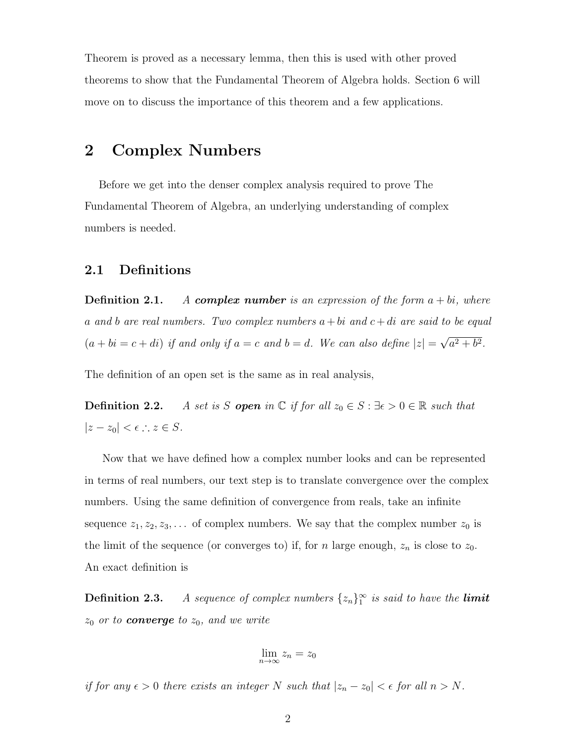Theorem is proved as a necessary lemma, then this is used with other proved theorems to show that the Fundamental Theorem of Algebra holds. Section 6 will move on to discuss the importance of this theorem and a few applications.

## 2 Complex Numbers

Before we get into the denser complex analysis required to prove The Fundamental Theorem of Algebra, an underlying understanding of complex numbers is needed.

### 2.1 Definitions

**Definition 2.1.** *A **complex number** is an expression of the form $a + bi$, where $a$ and $b$ are real numbers. Two complex numbers $a + bi$ and $c + di$ are said to be equal ($a + bi = c + di$) if and only if $a = c$ and $b = d$. We can also define $|z| = \sqrt{a^2 + b^2}$.*

The definition of an open set is the same as in real analysis,

**Definition 2.2.** *A set is $S$ **open** in $\mathbb{C}$ if for all $z_0 \in S : \exists \epsilon > 0 \in \mathbb{R}$ such that $|z - z_0| < \epsilon \therefore z \in S$.*

Now that we have defined how a complex number looks and can be represented in terms of real numbers, our text step is to translate convergence over the complex numbers. Using the same definition of convergence from reals, take an infinite sequence $z_1, z_2, z_3, \ldots$ of complex numbers. We say that the complex number $z_0$ is the limit of the sequence (or converges to) if, for $n$ large enough, $z_n$ is close to $z_0$. An exact definition is

**Definition 2.3.** *A sequence of complex numbers $\{z_n\}_1^\infty$ is said to have the **limit** $z_0$ or to **converge** to $z_0$, and we write*

$$\lim_{n\to\infty} z_n = z_0$$

*if for any $\epsilon > 0$ there exists an integer $N$ such that $|z_n - z_0| < \epsilon$ for all $n > N$.*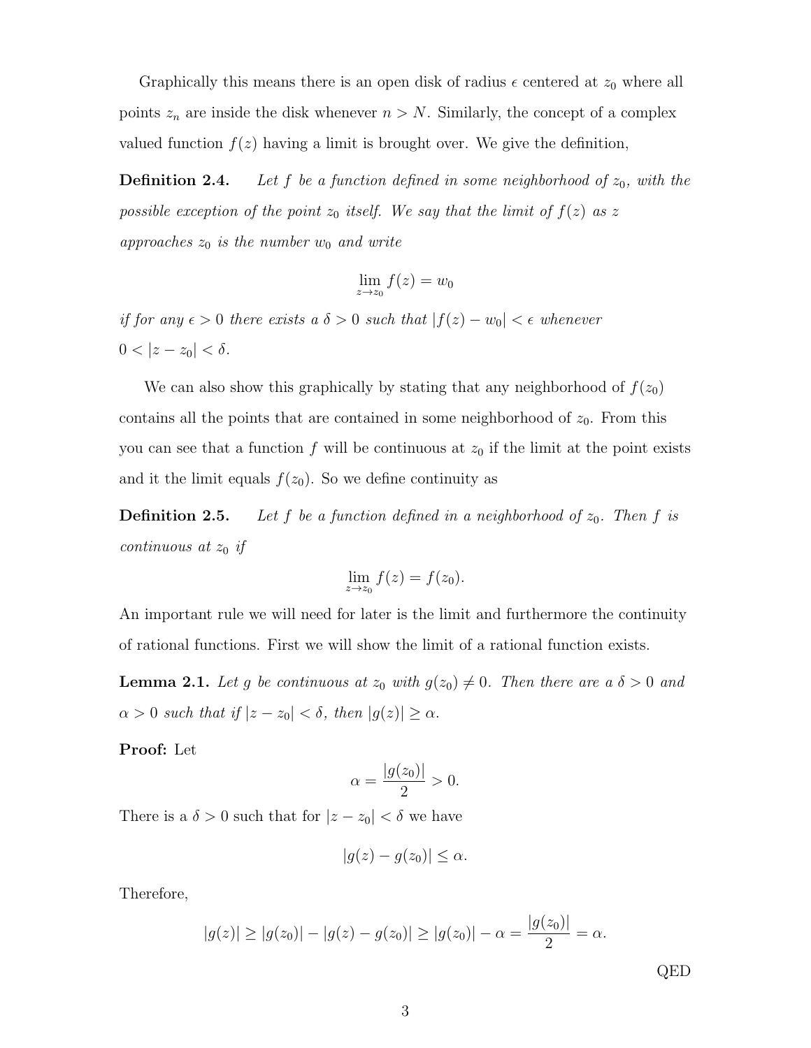Graphically this means there is an open disk of radius $\epsilon$ centered at $z_0$ where all points $z_n$ are inside the disk whenever $n > N$. Similarly, the concept of a complex valued function $f(z)$ having a limit is brought over. We give the definition,

**Definition 2.4.** *Let $f$ be a function defined in some neighborhood of $z_0$, with the possible exception of the point $z_0$ itself. We say that the limit of $f(z)$ as $z$ approaches $z_0$ is the number $w_0$ and write*

$$\lim_{z \to z_0} f(z) = w_0$$

*if for any $\epsilon > 0$ there exists a $\delta > 0$ such that $|f(z) - w_0| < \epsilon$ whenever $0 < |z - z_0| < \delta$.*

We can also show this graphically by stating that any neighborhood of $f(z_0)$ contains all the points that are contained in some neighborhood of $z_0$. From this you can see that a function $f$ will be continuous at $z_0$ if the limit at the point exists and it the limit equals $f(z_0)$. So we define continuity as

**Definition 2.5.** *Let $f$ be a function defined in a neighborhood of $z_0$. Then $f$ is continuous at $z_0$ if*

$$\lim_{z \to z_0} f(z) = f(z_0).$$

An important rule we will need for later is the limit and furthermore the continuity of rational functions. First we will show the limit of a rational function exists.

**Lemma 2.1.** *Let $g$ be continuous at $z_0$ with $g(z_0) \neq 0$. Then there are a $\delta > 0$ and $\alpha > 0$ such that if $|z - z_0| < \delta$, then $|g(z)| \geq \alpha$.*

**Proof:** Let

$$\alpha = \frac{|g(z_0)|}{2} > 0.$$

There is a $\delta > 0$ such that for $|z - z_0| < \delta$ we have

$$|g(z) - g(z_0)| \leq \alpha.$$

Therefore,

$$|g(z)| \geq |g(z_0)| - |g(z) - g(z_0)| \geq |g(z_0)| - \alpha = \frac{|g(z_0)|}{2} = \alpha.$$

QED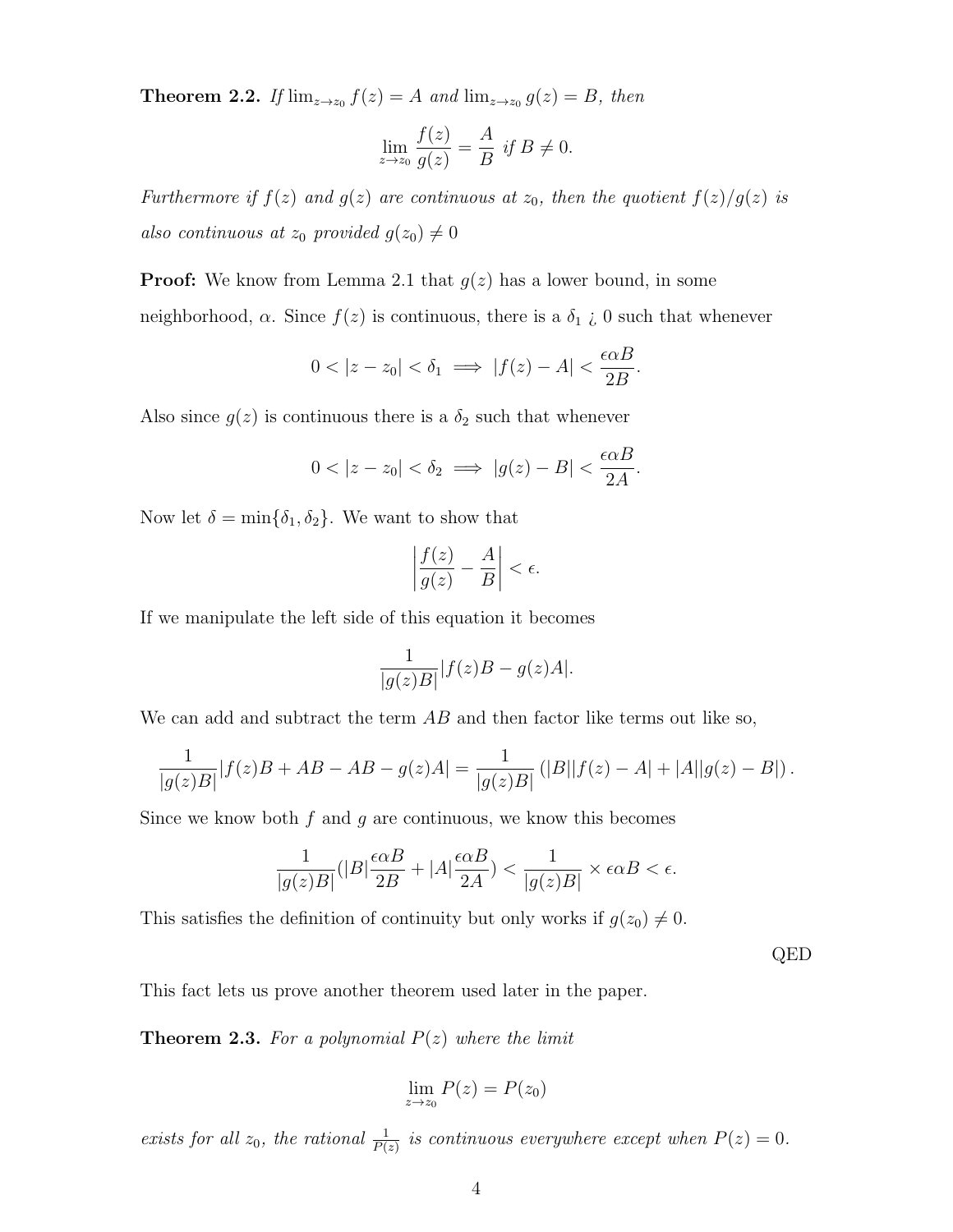**Theorem 2.2.** *If $\lim_{z\to z_0} f(z) = A$ and $\lim_{z\to z_0} g(z) = B$, then*

$$\lim_{z\to z_0} \frac{f(z)}{g(z)} = \frac{A}{B} \text{ if } B \neq 0.$$

*Furthermore if $f(z)$ and $g(z)$ are continuous at $z_0$, then the quotient $f(z)/g(z)$ is also continuous at $z_0$ provided $g(z_0) \neq 0$*

**Proof:** We know from Lemma 2.1 that $g(z)$ has a lower bound, in some neighborhood, $\alpha$. Since $f(z)$ is continuous, there is a $\delta_1$ ¿ 0 such that whenever

$$0 < |z - z_0| < \delta_1 \implies |f(z) - A| < \frac{\epsilon\alpha B}{2B}.$$

Also since $g(z)$ is continuous there is a $\delta_2$ such that whenever

$$0 < |z - z_0| < \delta_2 \implies |g(z) - B| < \frac{\epsilon\alpha B}{2A}.$$

Now let $\delta = \min\{\delta_1, \delta_2\}$. We want to show that

$$\left|\frac{f(z)}{g(z)} - \frac{A}{B}\right| < \epsilon.$$

If we manipulate the left side of this equation it becomes

$$\frac{1}{|g(z)B|}|f(z)B - g(z)A|.$$

We can add and subtract the term $AB$ and then factor like terms out like so,

$$\frac{1}{|g(z)B|}|f(z)B + AB - AB - g(z)A| = \frac{1}{|g(z)B|}\left(|B||f(z) - A| + |A||g(z) - B|\right).$$

Since we know both $f$ and $g$ are continuous, we know this becomes

$$\frac{1}{|g(z)B|}(|B|\frac{\epsilon\alpha B}{2B} + |A|\frac{\epsilon\alpha B}{2A}) < \frac{1}{|g(z)B|} \times \epsilon\alpha B < \epsilon.$$

This satisfies the definition of continuity but only works if $g(z_0) \neq 0$.

QED

This fact lets us prove another theorem used later in the paper.

**Theorem 2.3.** *For a polynomial $P(z)$ where the limit*

$$\lim_{z\to z_0} P(z) = P(z_0)$$

*exists for all $z_0$, the rational $\frac{1}{P(z)}$ is continuous everywhere except when $P(z) = 0$.*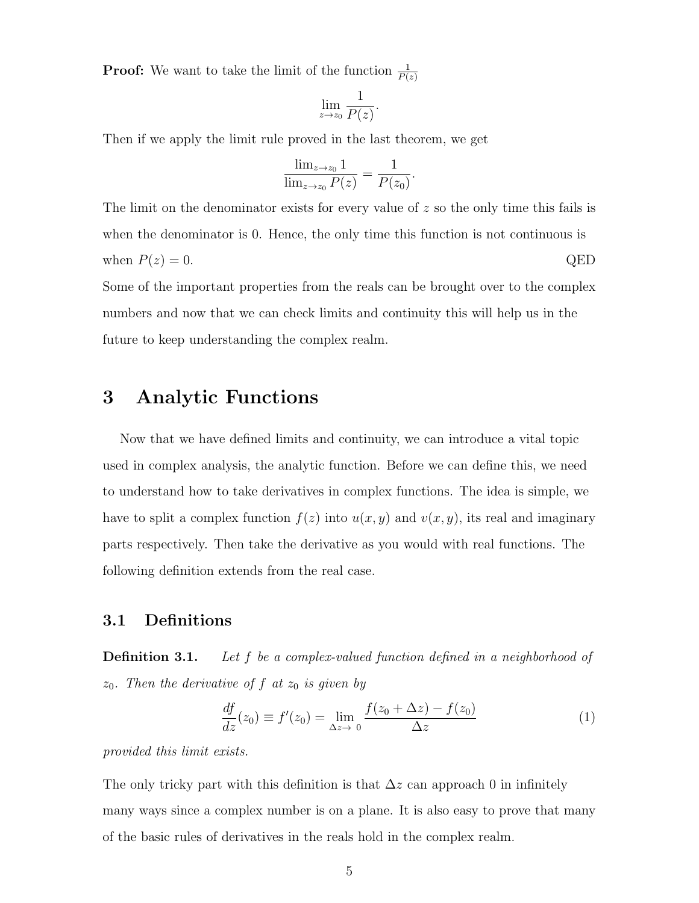**Proof:** We want to take the limit of the function $\frac{1}{P(z)}$

$$\lim_{z \to z_0} \frac{1}{P(z)}.$$

Then if we apply the limit rule proved in the last theorem, we get

$$\frac{\lim_{z \to z_0} 1}{\lim_{z \to z_0} P(z)} = \frac{1}{P(z_0)}.$$

The limit on the denominator exists for every value of $z$ so the only time this fails is when the denominator is 0. Hence, the only time this function is not continuous is when $P(z) = 0$. QED

Some of the important properties from the reals can be brought over to the complex numbers and now that we can check limits and continuity this will help us in the future to keep understanding the complex realm.

# 3 Analytic Functions

Now that we have defined limits and continuity, we can introduce a vital topic used in complex analysis, the analytic function. Before we can define this, we need to understand how to take derivatives in complex functions. The idea is simple, we have to split a complex function $f(z)$ into $u(x, y)$ and $v(x, y)$, its real and imaginary parts respectively. Then take the derivative as you would with real functions. The following definition extends from the real case.

## 3.1 Definitions

**Definition 3.1.** *Let $f$ be a complex-valued function defined in a neighborhood of $z_0$. Then the derivative of $f$ at $z_0$ is given by*

$$\frac{df}{dz}(z_0) \equiv f'(z_0) = \lim_{\Delta z \to 0} \frac{f(z_0 + \Delta z) - f(z_0)}{\Delta z} \tag{1}$$

*provided this limit exists.*

The only tricky part with this definition is that $\Delta z$ can approach 0 in infinitely many ways since a complex number is on a plane. It is also easy to prove that many of the basic rules of derivatives in the reals hold in the complex realm.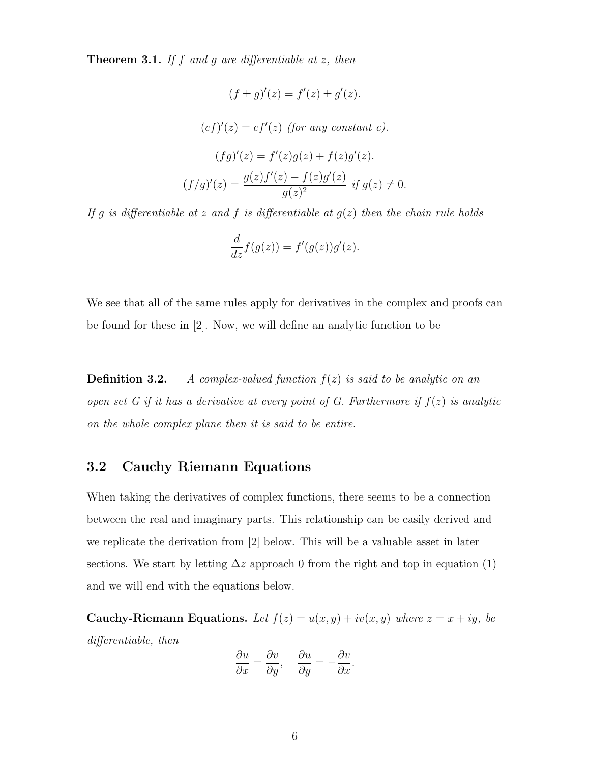**Theorem 3.1.** *If $f$ and $g$ are differentiable at $z$, then*

$$(f \pm g)'(z) = f'(z) \pm g'(z).$$

$$(cf)'(z) = cf'(z) \text{ (for any constant } c\text{)}.$$

$$(fg)'(z) = f'(z)g(z) + f(z)g'(z).$$

$$(f/g)'(z) = \frac{g(z)f'(z) - f(z)g'(z)}{g(z)^2} \text{ if } g(z) \neq 0.$$

*If $g$ is differentiable at $z$ and $f$ is differentiable at $g(z)$ then the chain rule holds*

$$\frac{d}{dz} f(g(z)) = f'(g(z))g'(z).$$

We see that all of the same rules apply for derivatives in the complex and proofs can be found for these in [2]. Now, we will define an analytic function to be

**Definition 3.2.** *A complex-valued function $f(z)$ is said to be analytic on an open set $G$ if it has a derivative at every point of $G$. Furthermore if $f(z)$ is analytic on the whole complex plane then it is said to be entire.*

## 3.2 Cauchy Riemann Equations

When taking the derivatives of complex functions, there seems to be a connection between the real and imaginary parts. This relationship can be easily derived and we replicate the derivation from [2] below. This will be a valuable asset in later sections. We start by letting $\Delta z$ approach 0 from the right and top in equation (1) and we will end with the equations below.

**Cauchy-Riemann Equations.** *Let $f(z) = u(x, y) + iv(x, y)$ where $z = x + iy$, be differentiable, then*

$$\frac{\partial u}{\partial x} = \frac{\partial v}{\partial y}, \quad \frac{\partial u}{\partial y} = -\frac{\partial v}{\partial x}.$$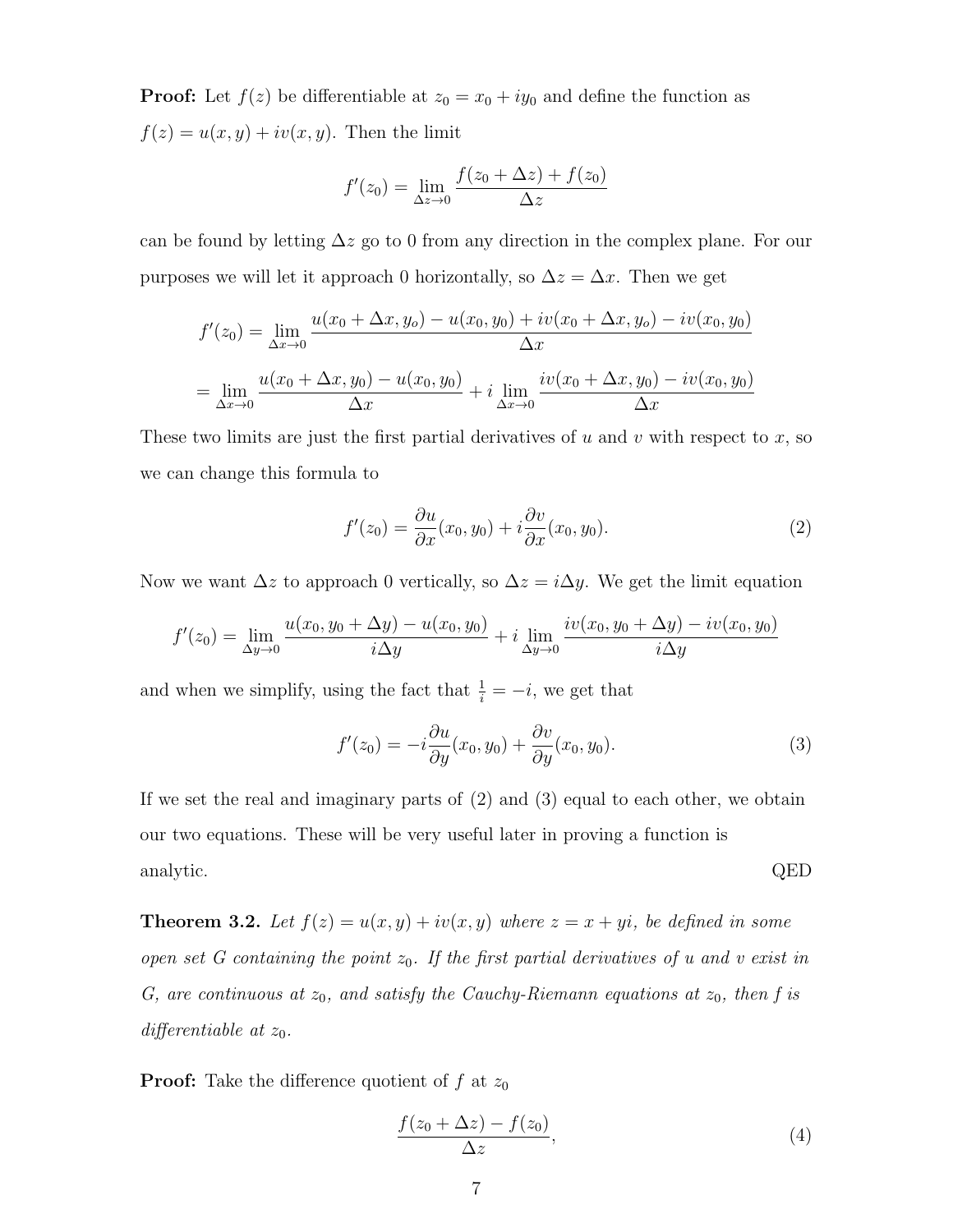**Proof:** Let $f(z)$ be differentiable at $z_0 = x_0 + iy_0$ and define the function as $f(z) = u(x, y) + iv(x, y)$. Then the limit

$$f'(z_0) = \lim_{\Delta z \to 0} \frac{f(z_0 + \Delta z) + f(z_0)}{\Delta z}$$

can be found by letting $\Delta z$ go to 0 from any direction in the complex plane. For our purposes we will let it approach 0 horizontally, so $\Delta z = \Delta x$. Then we get

$$f'(z_0) = \lim_{\Delta x \to 0} \frac{u(x_0 + \Delta x, y_o) - u(x_0, y_0) + iv(x_0 + \Delta x, y_o) - iv(x_0, y_0)}{\Delta x}$$

$$= \lim_{\Delta x \to 0} \frac{u(x_0 + \Delta x, y_0) - u(x_0, y_0)}{\Delta x} + i \lim_{\Delta x \to 0} \frac{iv(x_0 + \Delta x, y_0) - iv(x_0, y_0)}{\Delta x}$$

These two limits are just the first partial derivatives of $u$ and $v$ with respect to $x$, so we can change this formula to

$$f'(z_0) = \frac{\partial u}{\partial x}(x_0, y_0) + i \frac{\partial v}{\partial x}(x_0, y_0). \tag{2}$$

Now we want $\Delta z$ to approach 0 vertically, so $\Delta z = i\Delta y$. We get the limit equation

$$f'(z_0) = \lim_{\Delta y \to 0} \frac{u(x_0, y_0 + \Delta y) - u(x_0, y_0)}{i\Delta y} + i \lim_{\Delta y \to 0} \frac{iv(x_0, y_0 + \Delta y) - iv(x_0, y_0)}{i\Delta y}$$

and when we simplify, using the fact that $\frac{1}{i} = -i$, we get that

$$f'(z_0) = -i \frac{\partial u}{\partial y}(x_0, y_0) + \frac{\partial v}{\partial y}(x_0, y_0). \tag{3}$$

If we set the real and imaginary parts of (2) and (3) equal to each other, we obtain our two equations. These will be very useful later in proving a function is analytic. QED

**Theorem 3.2.** *Let $f(z) = u(x, y) + iv(x, y)$ where $z = x + yi$, be defined in some open set $G$ containing the point $z_0$. If the first partial derivatives of $u$ and $v$ exist in $G$, are continuous at $z_0$, and satisfy the Cauchy-Riemann equations at $z_0$, then $f$ is differentiable at $z_0$.*

**Proof:** Take the difference quotient of $f$ at $z_0$

$$\frac{f(z_0 + \Delta z) - f(z_0)}{\Delta z}, \tag{4}$$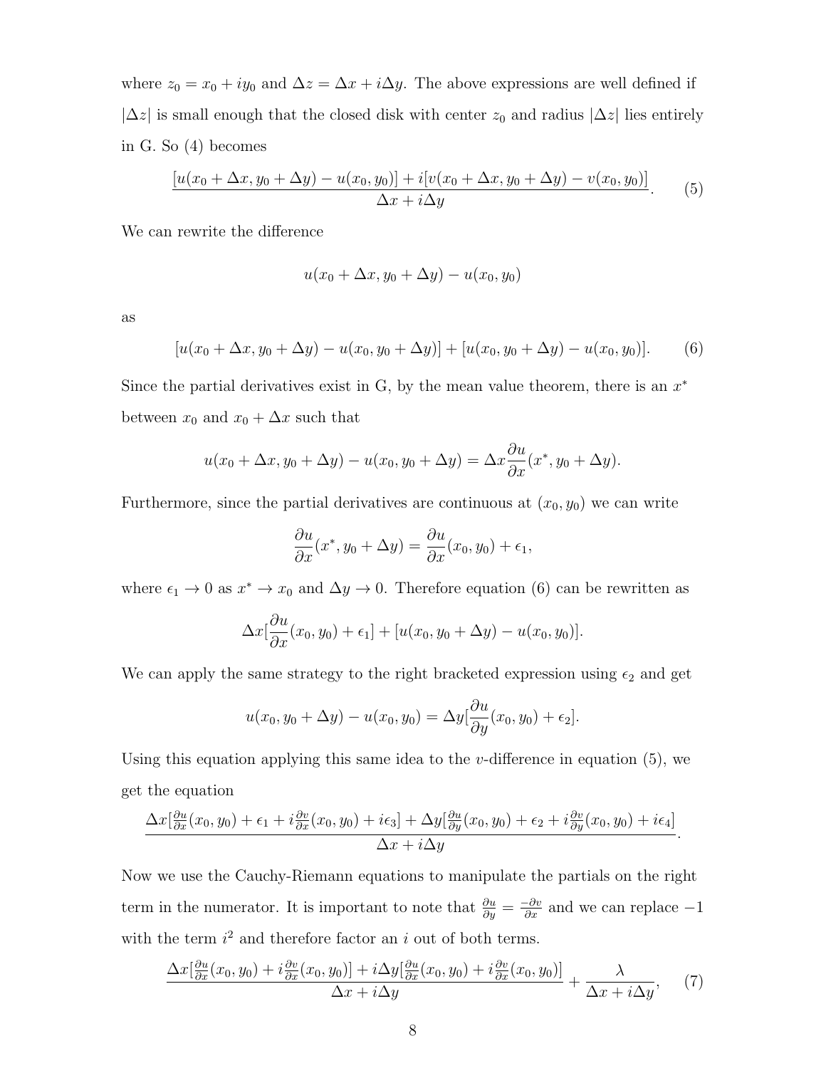where $z_0 = x_0 + iy_0$ and $\Delta z = \Delta x + i\Delta y$. The above expressions are well defined if $|\Delta z|$ is small enough that the closed disk with center $z_0$ and radius $|\Delta z|$ lies entirely in G. So (4) becomes

$$\frac{[u(x_0 + \Delta x, y_0 + \Delta y) - u(x_0, y_0)] + i[v(x_0 + \Delta x, y_0 + \Delta y) - v(x_0, y_0)]}{\Delta x + i\Delta y}. \tag{5}$$

We can rewrite the difference

$$u(x_0 + \Delta x, y_0 + \Delta y) - u(x_0, y_0)$$

as

$$[u(x_0 + \Delta x, y_0 + \Delta y) - u(x_0, y_0 + \Delta y)] + [u(x_0, y_0 + \Delta y) - u(x_0, y_0)]. \tag{6}$$

Since the partial derivatives exist in G, by the mean value theorem, there is an $x^*$ between $x_0$ and $x_0 + \Delta x$ such that

$$u(x_0 + \Delta x, y_0 + \Delta y) - u(x_0, y_0 + \Delta y) = \Delta x \frac{\partial u}{\partial x}(x^*, y_0 + \Delta y).$$

Furthermore, since the partial derivatives are continuous at $(x_0, y_0)$ we can write

$$\frac{\partial u}{\partial x}(x^*, y_0 + \Delta y) = \frac{\partial u}{\partial x}(x_0, y_0) + \epsilon_1,$$

where $\epsilon_1 \to 0$ as $x^* \to x_0$ and $\Delta y \to 0$. Therefore equation (6) can be rewritten as

$$\Delta x[\frac{\partial u}{\partial x}(x_0, y_0) + \epsilon_1] + [u(x_0, y_0 + \Delta y) - u(x_0, y_0)].$$

We can apply the same strategy to the right bracketed expression using $\epsilon_2$ and get

$$u(x_0, y_0 + \Delta y) - u(x_0, y_0) = \Delta y[\frac{\partial u}{\partial y}(x_0, y_0) + \epsilon_2].$$

Using this equation applying this same idea to the $v$-difference in equation (5), we get the equation

$$\frac{\Delta x[\frac{\partial u}{\partial x}(x_0, y_0) + \epsilon_1 + i\frac{\partial v}{\partial x}(x_0, y_0) + i\epsilon_3] + \Delta y[\frac{\partial u}{\partial y}(x_0, y_0) + \epsilon_2 + i\frac{\partial v}{\partial y}(x_0, y_0) + i\epsilon_4]}{\Delta x + i\Delta y}.$$

Now we use the Cauchy-Riemann equations to manipulate the partials on the right term in the numerator. It is important to note that $\frac{\partial u}{\partial y} = \frac{-\partial v}{\partial x}$ and we can replace $-1$ with the term $i^2$ and therefore factor an $i$ out of both terms.

$$\frac{\Delta x[\frac{\partial u}{\partial x}(x_0, y_0) + i\frac{\partial v}{\partial x}(x_0, y_0)] + i\Delta y[\frac{\partial u}{\partial x}(x_0, y_0) + i\frac{\partial v}{\partial x}(x_0, y_0)]}{\Delta x + i\Delta y} + \frac{\lambda}{\Delta x + i\Delta y}, \tag{7}$$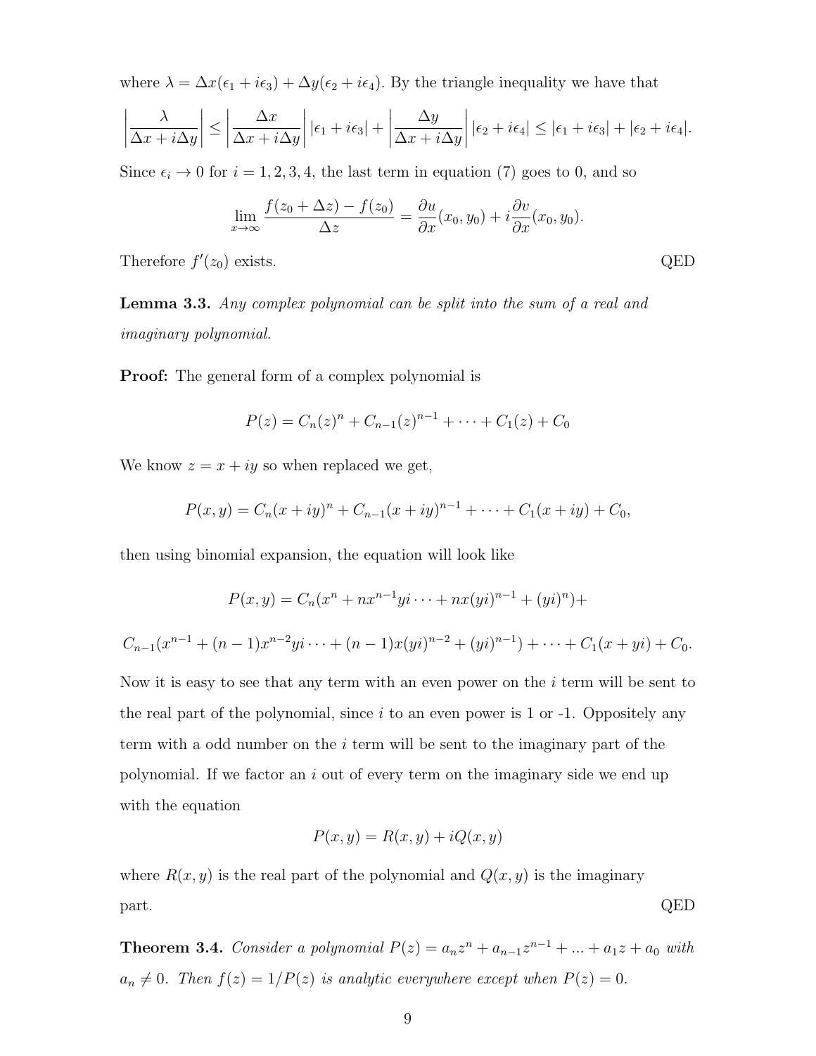where $\lambda = \Delta x(\epsilon_1 + i\epsilon_3) + \Delta y(\epsilon_2 + i\epsilon_4)$. By the triangle inequality we have that

$$\left|\frac{\lambda}{\Delta x + i\Delta y}\right| \leq \left|\frac{\Delta x}{\Delta x + i\Delta y}\right| |\epsilon_1 + i\epsilon_3| + \left|\frac{\Delta y}{\Delta x + i\Delta y}\right| |\epsilon_2 + i\epsilon_4| \leq |\epsilon_1 + i\epsilon_3| + |\epsilon_2 + i\epsilon_4|.$$

Since $\epsilon_i \to 0$ for $i = 1, 2, 3, 4$, the last term in equation (7) goes to 0, and so

$$\lim_{x\to\infty} \frac{f(z_0 + \Delta z) - f(z_0)}{\Delta z} = \frac{\partial u}{\partial x}(x_0, y_0) + i\frac{\partial v}{\partial x}(x_0, y_0).$$

Therefore $f'(z_0)$ exists. QED

**Lemma 3.3.** *Any complex polynomial can be split into the sum of a real and imaginary polynomial.*

**Proof:** The general form of a complex polynomial is

$$P(z) = C_n(z)^n + C_{n-1}(z)^{n-1} + \cdots + C_1(z) + C_0$$

We know $z = x + iy$ so when replaced we get,

$$P(x, y) = C_n(x + iy)^n + C_{n-1}(x + iy)^{n-1} + \cdots + C_1(x + iy) + C_0,$$

then using binomial expansion, the equation will look like

$$P(x, y) = C_n(x^n + nx^{n-1}yi \cdots + nx(yi)^{n-1} + (yi)^n) +$$

$$C_{n-1}(x^{n-1} + (n-1)x^{n-2}yi \cdots + (n-1)x(yi)^{n-2} + (yi)^{n-1}) + \cdots + C_1(x + yi) + C_0.$$

Now it is easy to see that any term with an even power on the $i$ term will be sent to the real part of the polynomial, since $i$ to an even power is 1 or -1. Oppositely any term with a odd number on the $i$ term will be sent to the imaginary part of the polynomial. If we factor an $i$ out of every term on the imaginary side we end up with the equation

$$P(x, y) = R(x, y) + iQ(x, y)$$

where $R(x, y)$ is the real part of the polynomial and $Q(x, y)$ is the imaginary part. QED

**Theorem 3.4.** *Consider a polynomial $P(z) = a_n z^n + a_{n-1}z^{n-1} + ... + a_1 z + a_0$ with $a_n \neq 0$. Then $f(z) = 1/P(z)$ is analytic everywhere except when $P(z) = 0$.*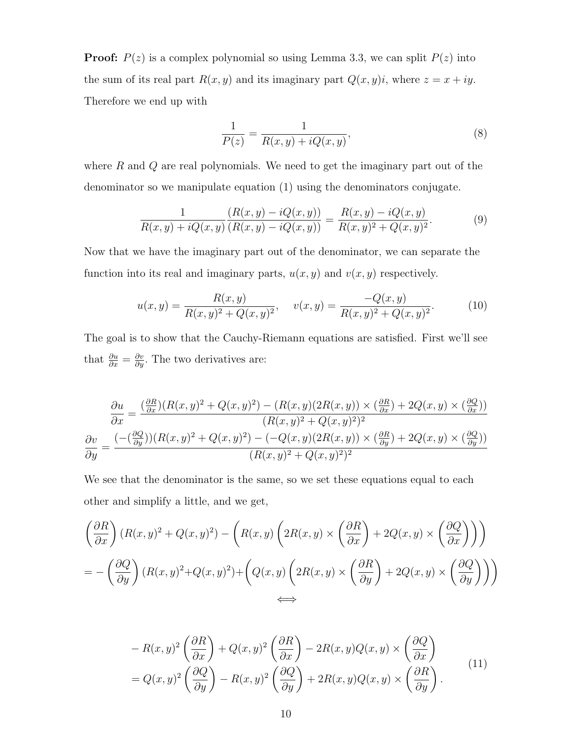**Proof:** $P(z)$ is a complex polynomial so using Lemma 3.3, we can split $P(z)$ into the sum of its real part $R(x, y)$ and its imaginary part $Q(x, y)i$, where $z = x + iy$. Therefore we end up with

$$\frac{1}{P(z)} = \frac{1}{R(x,y) + iQ(x,y)}, \tag{8}$$

where $R$ and $Q$ are real polynomials. We need to get the imaginary part out of the denominator so we manipulate equation (1) using the denominators conjugate.

$$\frac{1}{R(x,y) + iQ(x,y)} \frac{(R(x,y) - iQ(x,y))}{(R(x,y) - iQ(x,y))} = \frac{R(x,y) - iQ(x,y)}{R(x,y)^2 + Q(x,y)^2}. \tag{9}$$

Now that we have the imaginary part out of the denominator, we can separate the function into its real and imaginary parts, $u(x, y)$ and $v(x, y)$ respectively.

$$u(x,y) = \frac{R(x,y)}{R(x,y)^2 + Q(x,y)^2}, \quad v(x,y) = \frac{-Q(x,y)}{R(x,y)^2 + Q(x,y)^2}. \tag{10}$$

The goal is to show that the Cauchy-Riemann equations are satisfied. First we'll see that $\frac{\partial u}{\partial x} = \frac{\partial v}{\partial y}$. The two derivatives are:

$$\frac{\partial u}{\partial x} = \frac{(\frac{\partial R}{\partial x})(R(x,y)^2 + Q(x,y)^2) - (R(x,y)(2R(x,y)) \times (\frac{\partial R}{\partial x}) + 2Q(x,y) \times (\frac{\partial Q}{\partial x}))}{(R(x,y)^2 + Q(x,y)^2)^2}$$

$$\frac{\partial v}{\partial y} = \frac{(-(\frac{\partial Q}{\partial y}))(R(x,y)^2 + Q(x,y)^2) - (-Q(x,y)(2R(x,y)) \times (\frac{\partial R}{\partial y}) + 2Q(x,y) \times (\frac{\partial Q}{\partial y}))}{(R(x,y)^2 + Q(x,y)^2)^2}$$

We see that the denominator is the same, so we set these equations equal to each other and simplify a little, and we get,

$$\left(\frac{\partial R}{\partial x}\right)(R(x,y)^2 + Q(x,y)^2) - \left(R(x,y)\left(2R(x,y) \times \left(\frac{\partial R}{\partial x}\right) + 2Q(x,y) \times \left(\frac{\partial Q}{\partial x}\right)\right)\right)$$

$$= -\left(\frac{\partial Q}{\partial y}\right)(R(x,y)^2 + Q(x,y)^2) + \left(Q(x,y)\left(2R(x,y) \times \left(\frac{\partial R}{\partial y}\right) + 2Q(x,y) \times \left(\frac{\partial Q}{\partial y}\right)\right)\right)$$

$$\Longleftrightarrow$$

$$\begin{aligned} &- R(x,y)^2\left(\frac{\partial R}{\partial x}\right) + Q(x,y)^2\left(\frac{\partial R}{\partial x}\right) - 2R(x,y)Q(x,y) \times \left(\frac{\partial Q}{\partial x}\right) \\ &= Q(x,y)^2\left(\frac{\partial Q}{\partial y}\right) - R(x,y)^2\left(\frac{\partial Q}{\partial y}\right) + 2R(x,y)Q(x,y) \times \left(\frac{\partial R}{\partial y}\right). \end{aligned} \tag{11}$$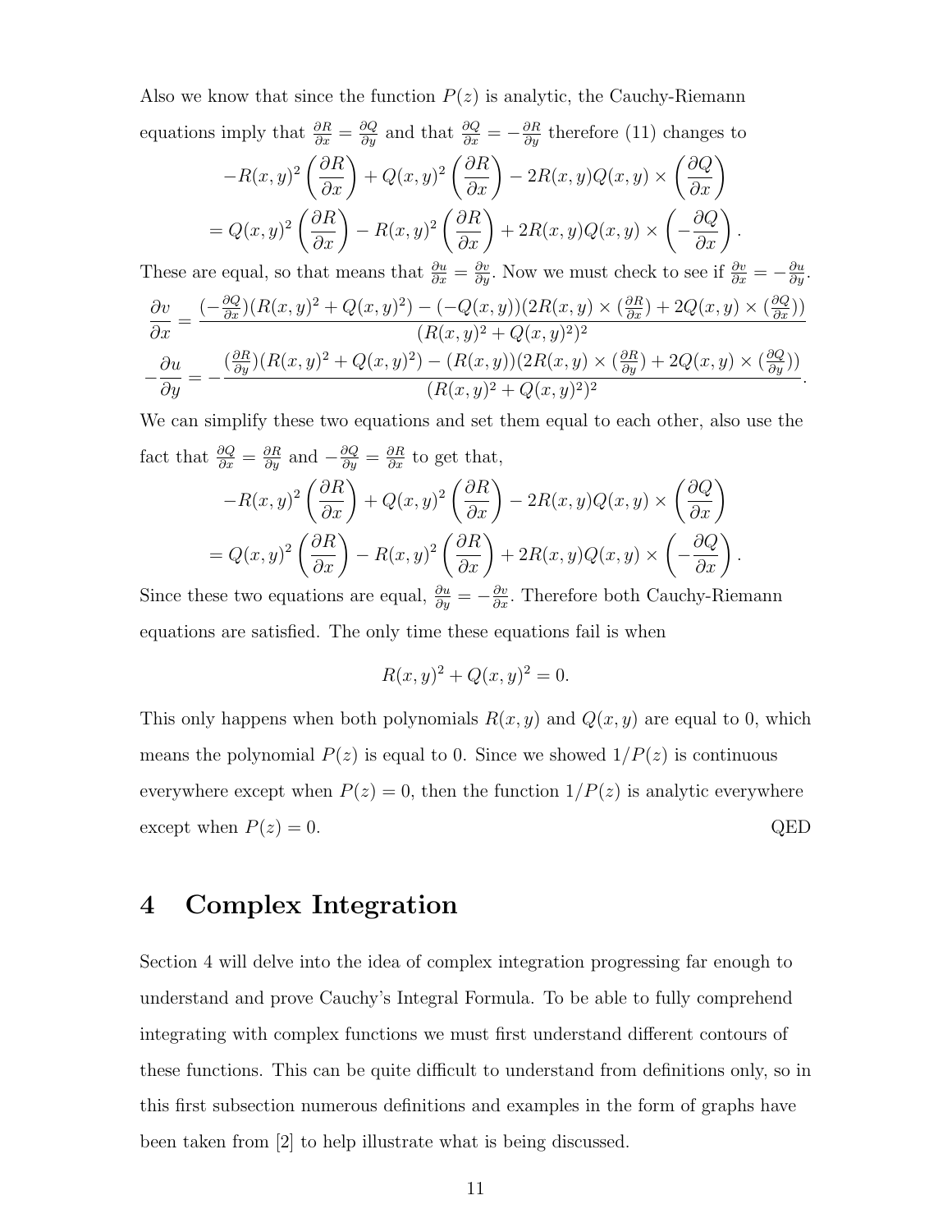Also we know that since the function $P(z)$ is analytic, the Cauchy-Riemann equations imply that $\frac{\partial R}{\partial x} = \frac{\partial Q}{\partial y}$ and that $\frac{\partial Q}{\partial x} = -\frac{\partial R}{\partial y}$ therefore (11) changes to

$$-R(x,y)^2\left(\frac{\partial R}{\partial x}\right) + Q(x,y)^2\left(\frac{\partial R}{\partial x}\right) - 2R(x,y)Q(x,y)\times\left(\frac{\partial Q}{\partial x}\right)$$
$$= Q(x,y)^2\left(\frac{\partial R}{\partial x}\right) - R(x,y)^2\left(\frac{\partial R}{\partial x}\right) + 2R(x,y)Q(x,y)\times\left(-\frac{\partial Q}{\partial x}\right).$$

These are equal, so that means that $\frac{\partial u}{\partial x} = \frac{\partial v}{\partial y}$. Now we must check to see if $\frac{\partial v}{\partial x} = -\frac{\partial u}{\partial y}$.

$$\frac{\partial v}{\partial x} = \frac{(-\frac{\partial Q}{\partial x})(R(x,y)^2 + Q(x,y)^2) - (-Q(x,y))(2R(x,y)\times(\frac{\partial R}{\partial x}) + 2Q(x,y)\times(\frac{\partial Q}{\partial x}))}{(R(x,y)^2 + Q(x,y)^2)^2}$$
$$-\frac{\partial u}{\partial y} = -\frac{(\frac{\partial R}{\partial y})(R(x,y)^2 + Q(x,y)^2) - (R(x,y))(2R(x,y)\times(\frac{\partial R}{\partial y}) + 2Q(x,y)\times(\frac{\partial Q}{\partial y}))}{(R(x,y)^2 + Q(x,y)^2)^2}.$$

We can simplify these two equations and set them equal to each other, also use the fact that $\frac{\partial Q}{\partial x} = \frac{\partial R}{\partial y}$ and $-\frac{\partial Q}{\partial y} = \frac{\partial R}{\partial x}$ to get that,

$$-R(x,y)^2\left(\frac{\partial R}{\partial x}\right) + Q(x,y)^2\left(\frac{\partial R}{\partial x}\right) - 2R(x,y)Q(x,y)\times\left(\frac{\partial Q}{\partial x}\right)$$
$$= Q(x,y)^2\left(\frac{\partial R}{\partial x}\right) - R(x,y)^2\left(\frac{\partial R}{\partial x}\right) + 2R(x,y)Q(x,y)\times\left(-\frac{\partial Q}{\partial x}\right).$$

Since these two equations are equal, $\frac{\partial u}{\partial y} = -\frac{\partial v}{\partial x}$. Therefore both Cauchy-Riemann equations are satisfied. The only time these equations fail is when

$$R(x,y)^2 + Q(x,y)^2 = 0.$$

This only happens when both polynomials $R(x,y)$ and $Q(x,y)$ are equal to 0, which means the polynomial $P(z)$ is equal to 0. Since we showed $1/P(z)$ is continuous everywhere except when $P(z) = 0$, then the function $1/P(z)$ is analytic everywhere except when $P(z) = 0$. QED

# 4 Complex Integration

Section 4 will delve into the idea of complex integration progressing far enough to understand and prove Cauchy's Integral Formula. To be able to fully comprehend integrating with complex functions we must first understand different contours of these functions. This can be quite difficult to understand from definitions only, so in this first subsection numerous definitions and examples in the form of graphs have been taken from [2] to help illustrate what is being discussed.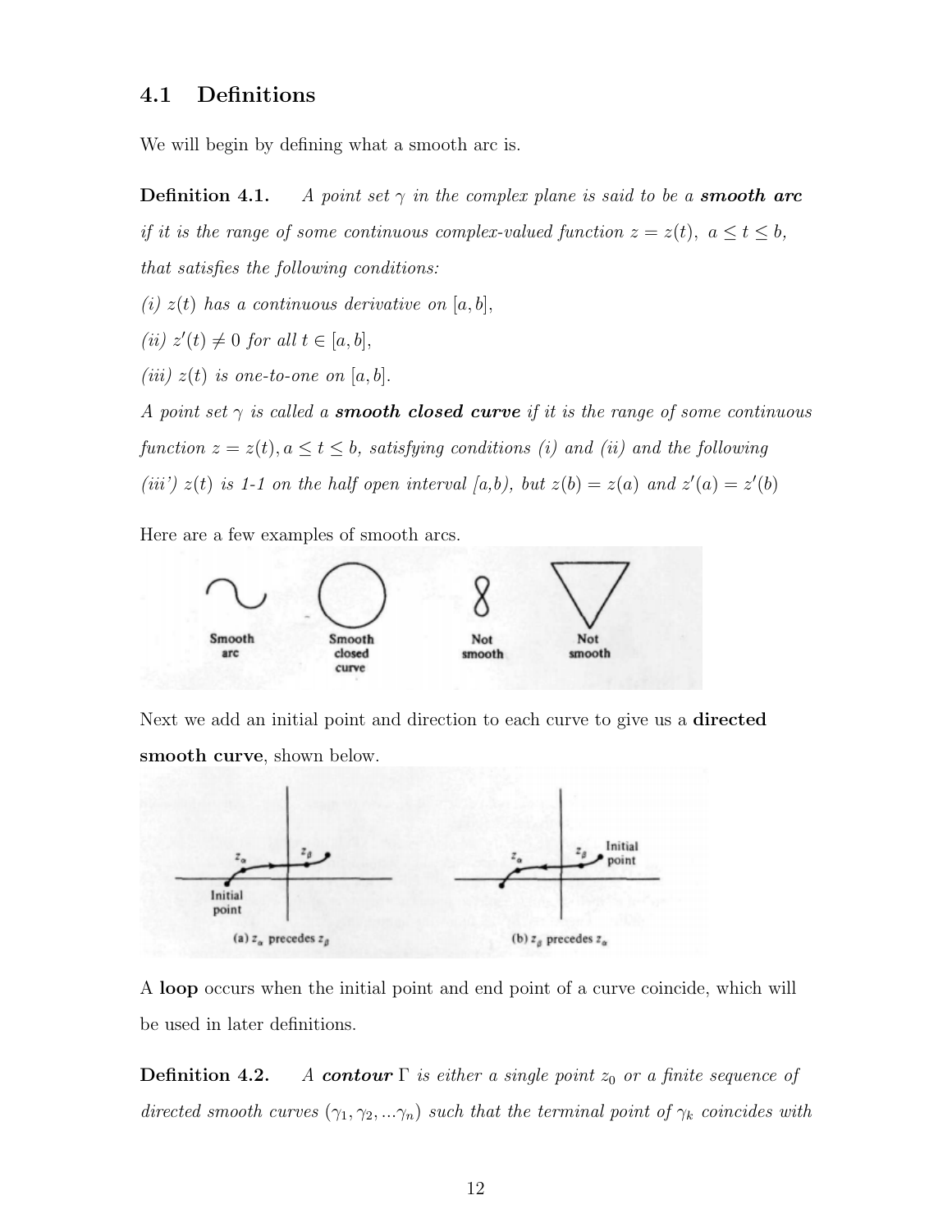## 4.1 Definitions

We will begin by defining what a smooth arc is.

**Definition 4.1.** *A point set $\gamma$ in the complex plane is said to be a* ***smooth arc*** *if it is the range of some continuous complex-valued function $z = z(t),\ a \le t \le b$, that satisfies the following conditions:*

*(i) $z(t)$ has a continuous derivative on $[a, b]$,*

*(ii) $z'(t) \neq 0$ for all $t \in [a, b]$,*

*(iii) $z(t)$ is one-to-one on $[a, b]$.*

*A point set $\gamma$ is called a* ***smooth closed curve*** *if it is the range of some continuous function $z = z(t), a \le t \le b$, satisfying conditions (i) and (ii) and the following*

*(iii') $z(t)$ is 1-1 on the half open interval [a,b), but $z(b) = z(a)$ and $z'(a) = z'(b)$*

Here are a few examples of smooth arcs.

Smooth arc | Smooth closed curve | Not smooth | Not smooth

Next we add an initial point and direction to each curve to give us a **directed smooth curve**, shown below.

(a) $z_\alpha$ precedes $z_\beta$ | (b) $z_\beta$ precedes $z_\alpha$

A **loop** occurs when the initial point and end point of a curve coincide, which will be used in later definitions.

**Definition 4.2.** *A* ***contour*** *$\Gamma$ is either a single point $z_0$ or a finite sequence of directed smooth curves $(\gamma_1, \gamma_2, ...\gamma_n)$ such that the terminal point of $\gamma_k$ coincides with*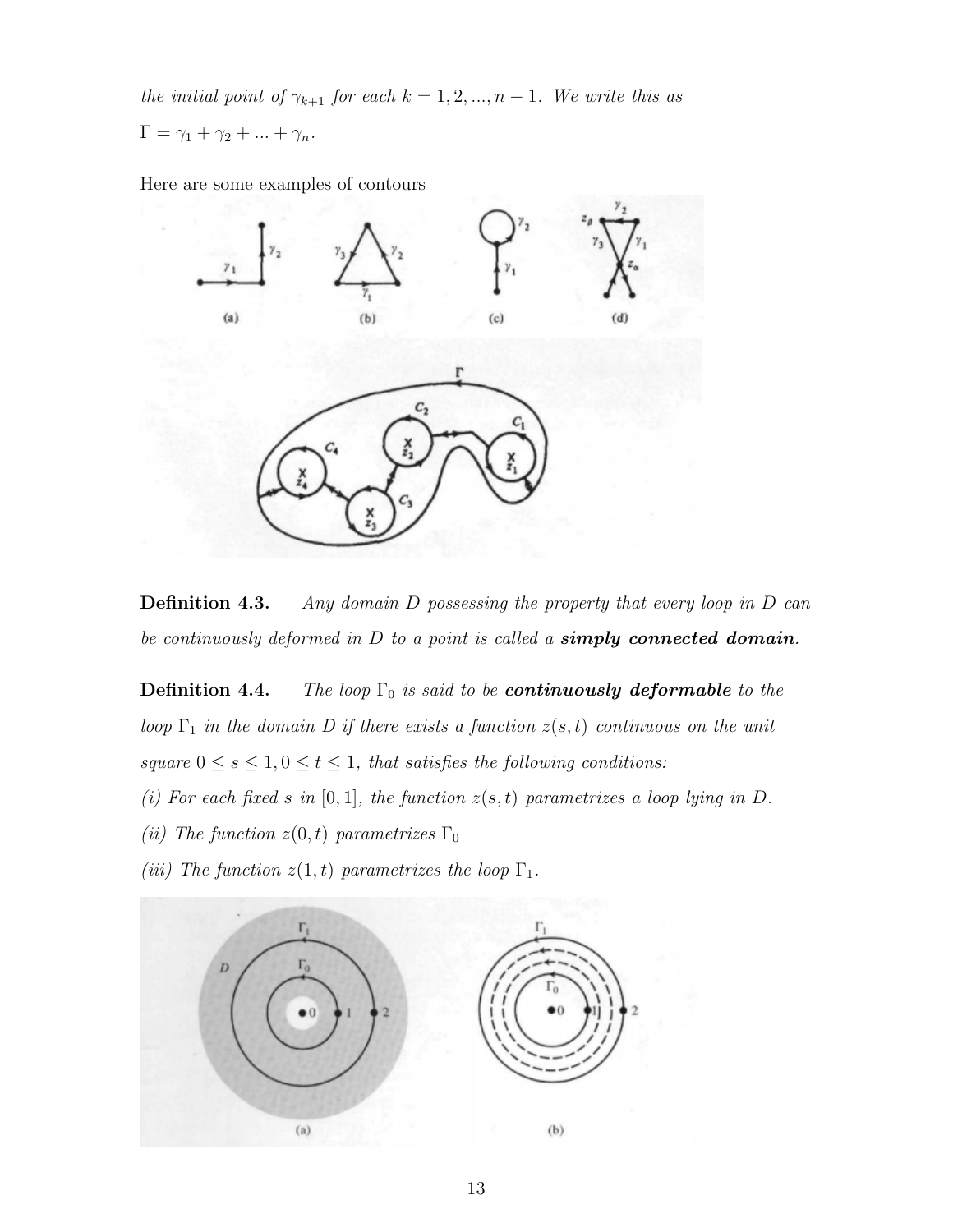*the initial point of $\gamma_{k+1}$ for each $k = 1, 2, ..., n-1$. We write this as*
$\Gamma = \gamma_1 + \gamma_2 + ... + \gamma_n$.

Here are some examples of contours

**Definition 4.3.** *Any domain $D$ possessing the property that every loop in $D$ can be continuously deformed in $D$ to a point is called a **simply connected domain**.*

**Definition 4.4.** *The loop $\Gamma_0$ is said to be **continuously deformable** to the loop $\Gamma_1$ in the domain $D$ if there exists a function $z(s,t)$ continuous on the unit square $0 \leq s \leq 1, 0 \leq t \leq 1$, that satisfies the following conditions:*

*(i) For each fixed $s$ in $[0,1]$, the function $z(s,t)$ parametrizes a loop lying in $D$.*

*(ii) The function $z(0,t)$ parametrizes $\Gamma_0$*

*(iii) The function $z(1,t)$ parametrizes the loop $\Gamma_1$.*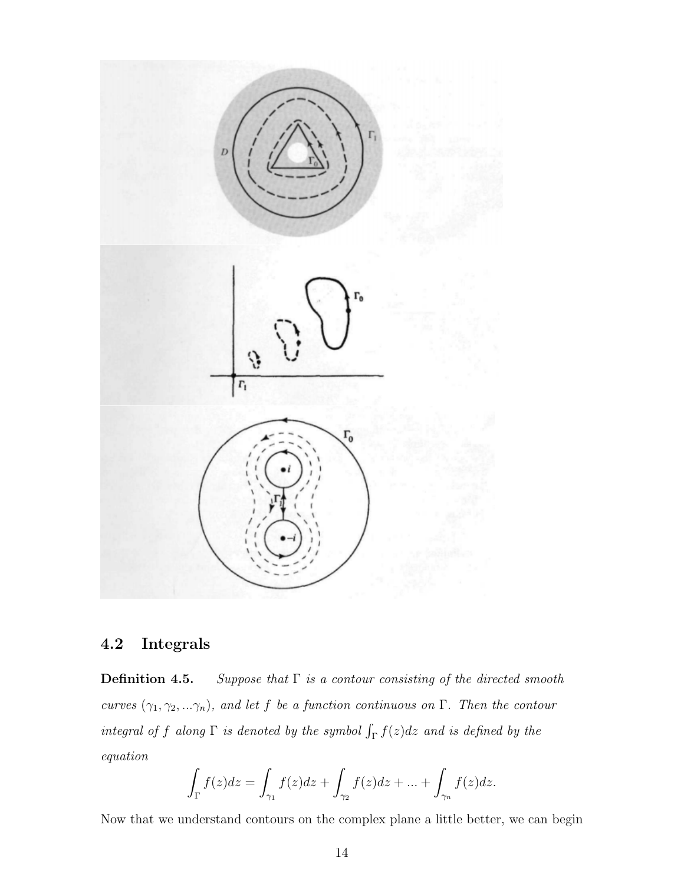## 4.2 Integrals

**Definition 4.5.** *Suppose that $\Gamma$ is a contour consisting of the directed smooth curves $(\gamma_1, \gamma_2, ...\gamma_n)$, and let $f$ be a function continuous on $\Gamma$. Then the contour integral of $f$ along $\Gamma$ is denoted by the symbol $\int_\Gamma f(z)dz$ and is defined by the equation*

$$\int_\Gamma f(z)dz = \int_{\gamma_1} f(z)dz + \int_{\gamma_2} f(z)dz + ... + \int_{\gamma_n} f(z)dz.$$

Now that we understand contours on the complex plane a little better, we can begin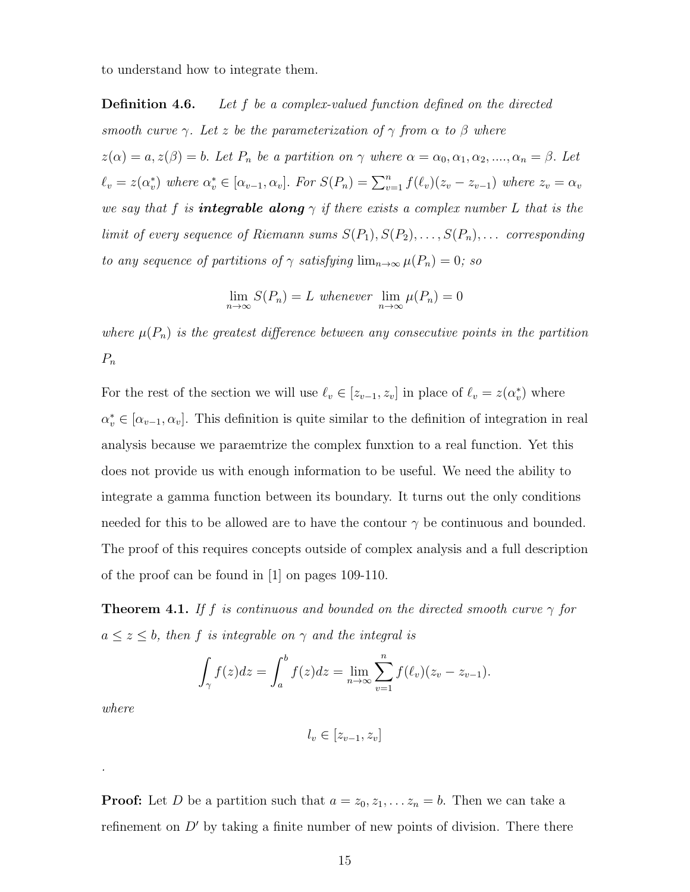to understand how to integrate them.

**Definition 4.6.** *Let $f$ be a complex-valued function defined on the directed smooth curve $\gamma$. Let $z$ be the parameterization of $\gamma$ from $\alpha$ to $\beta$ where $z(\alpha) = a, z(\beta) = b$. Let $P_n$ be a partition on $\gamma$ where $\alpha = \alpha_0, \alpha_1, \alpha_2, ...., \alpha_n = \beta$. Let $\ell_v = z(\alpha_v^*)$ where $\alpha_v^* \in [\alpha_{v-1}, \alpha_v]$. For $S(P_n) = \sum_{v=1}^{n} f(\ell_v)(z_v - z_{v-1})$ where $z_v = \alpha_v$ we say that $f$ is **integrable along** $\gamma$ if there exists a complex number $L$ that is the limit of every sequence of Riemann sums $S(P_1), S(P_2), \ldots, S(P_n), \ldots$ corresponding to any sequence of partitions of $\gamma$ satisfying $\lim_{n\to\infty} \mu(P_n) = 0$; so*

$$\lim_{n\to\infty} S(P_n) = L \text{ whenever } \lim_{n\to\infty} \mu(P_n) = 0$$

*where $\mu(P_n)$ is the greatest difference between any consecutive points in the partition $P_n$*

For the rest of the section we will use $\ell_v \in [z_{v-1}, z_v]$ in place of $\ell_v = z(\alpha_v^*)$ where $\alpha_v^* \in [\alpha_{v-1}, \alpha_v]$. This definition is quite similar to the definition of integration in real analysis because we paraemtrize the complex funxtion to a real function. Yet this does not provide us with enough information to be useful. We need the ability to integrate a gamma function between its boundary. It turns out the only conditions needed for this to be allowed are to have the contour $\gamma$ be continuous and bounded. The proof of this requires concepts outside of complex analysis and a full description of the proof can be found in [1] on pages 109-110.

**Theorem 4.1.** *If $f$ is continuous and bounded on the directed smooth curve $\gamma$ for $a \le z \le b$, then $f$ is integrable on $\gamma$ and the integral is*

$$\int_{\gamma} f(z)dz = \int_a^b f(z)dz = \lim_{n\to\infty} \sum_{v=1}^{n} f(\ell_v)(z_v - z_{v-1}).$$

*where*

$$l_v \in [z_{v-1}, z_v]$$

.

**Proof:** Let $D$ be a partition such that $a = z_0, z_1, \ldots z_n = b$. Then we can take a refinement on $D'$ by taking a finite number of new points of division. There there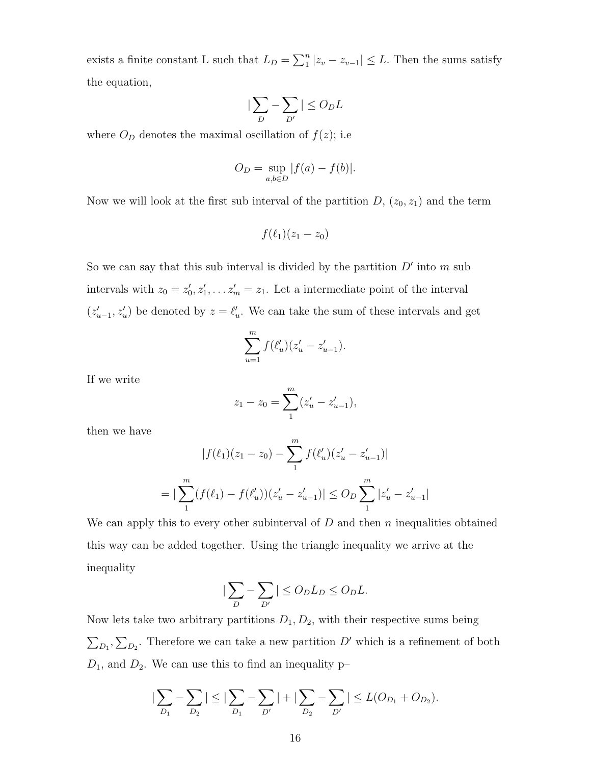exists a finite constant L such that $L_D = \sum_1^n |z_v - z_{v-1}| \leq L$. Then the sums satisfy the equation,

$$|\sum_D - \sum_{D'}| \leq O_D L$$

where $O_D$ denotes the maximal oscillation of $f(z)$; i.e

$$O_D = \sup_{a,b \in D} |f(a) - f(b)|.$$

Now we will look at the first sub interval of the partition $D$, $(z_0, z_1)$ and the term

$$f(\ell_1)(z_1 - z_0)$$

So we can say that this sub interval is divided by the partition $D'$ into $m$ sub intervals with $z_0 = z'_0, z'_1, \ldots z'_m = z_1$. Let a intermediate point of the interval $(z'_{u-1}, z'_u)$ be denoted by $z = \ell'_u$. We can take the sum of these intervals and get

$$\sum_{u=1}^{m} f(\ell'_u)(z'_u - z'_{u-1}).$$

If we write

$$z_1 - z_0 = \sum_1^m (z'_u - z'_{u-1}),$$

then we have

$$|f(\ell_1)(z_1 - z_0) - \sum_1^m f(\ell'_u)(z'_u - z'_{u-1})|$$

$$= |\sum_1^m (f(\ell_1) - f(\ell'_u))(z'_u - z'_{u-1})| \leq O_D \sum_1^m |z'_u - z'_{u-1}|$$

We can apply this to every other subinterval of $D$ and then $n$ inequalities obtained this way can be added together. Using the triangle inequality we arrive at the inequality

$$|\sum_D - \sum_{D'}| \leq O_D L_D \leq O_D L.$$

Now lets take two arbitrary partitions $D_1, D_2$, with their respective sums being $\sum_{D_1}, \sum_{D_2}$. Therefore we can take a new partition $D'$ which is a refinement of both $D_1$, and $D_2$. We can use this to find an inequality p–

$$|\sum_{D_1} - \sum_{D_2}| \leq |\sum_{D_1} - \sum_{D'}| + |\sum_{D_2} - \sum_{D'}| \leq L(O_{D_1} + O_{D_2}).$$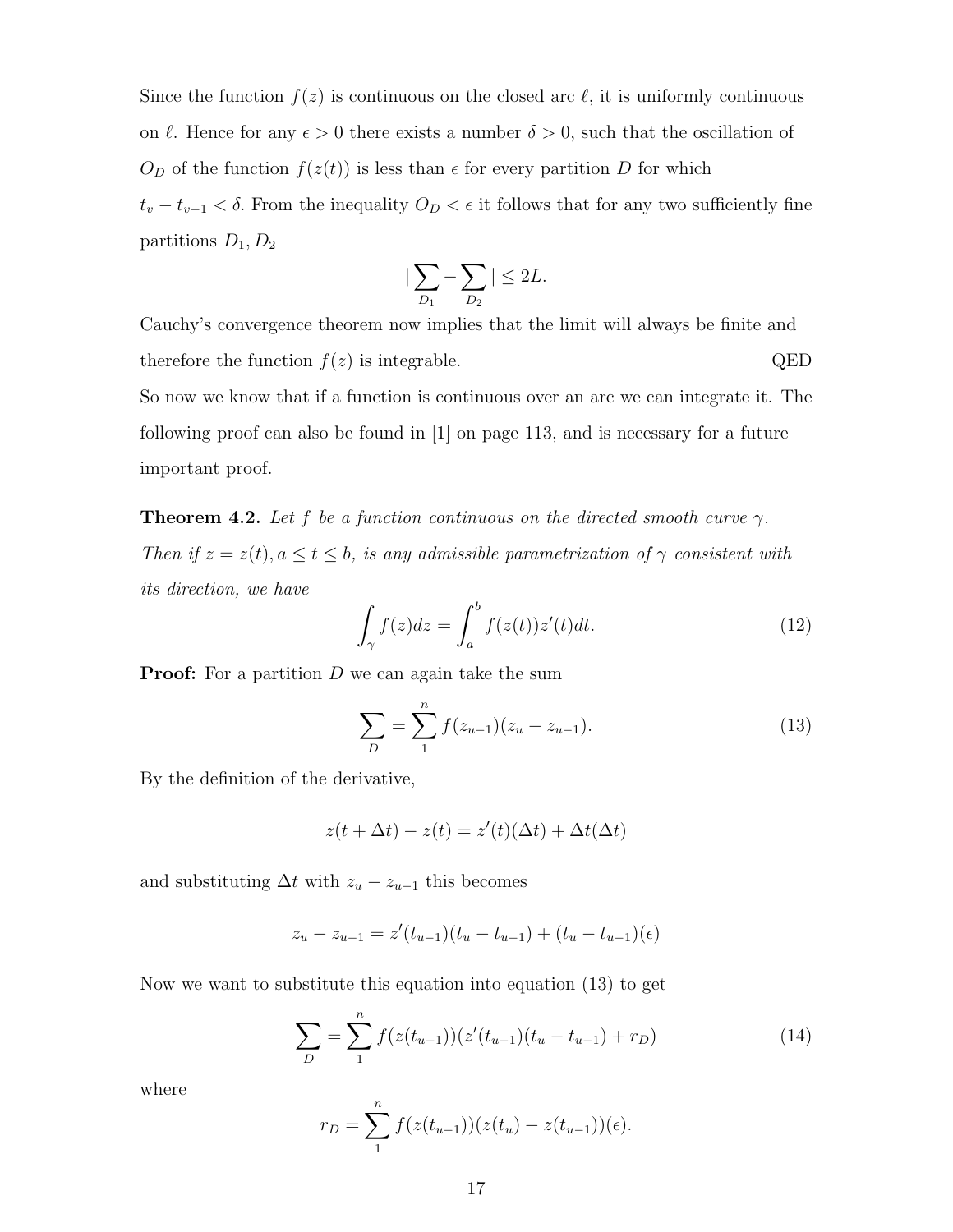Since the function $f(z)$ is continuous on the closed arc $\ell$, it is uniformly continuous on $\ell$. Hence for any $\epsilon > 0$ there exists a number $\delta > 0$, such that the oscillation of $O_D$ of the function $f(z(t))$ is less than $\epsilon$ for every partition $D$ for which $t_v - t_{v-1} < \delta$. From the inequality $O_D < \epsilon$ it follows that for any two sufficiently fine partitions $D_1, D_2$

$$|\sum_{D_1} - \sum_{D_2}| \leq 2L.$$

Cauchy's convergence theorem now implies that the limit will always be finite and therefore the function $f(z)$ is integrable. QED

So now we know that if a function is continuous over an arc we can integrate it. The following proof can also be found in [1] on page 113, and is necessary for a future important proof.

**Theorem 4.2.** *Let $f$ be a function continuous on the directed smooth curve $\gamma$. Then if $z = z(t), a \leq t \leq b$, is any admissible parametrization of $\gamma$ consistent with its direction, we have*

$$\int_{\gamma} f(z)dz = \int_{a}^{b} f(z(t))z'(t)dt. \tag{12}$$

**Proof:** For a partition $D$ we can again take the sum

$$\sum_{D} = \sum_{1}^{n} f(z_{u-1})(z_u - z_{u-1}). \tag{13}$$

By the definition of the derivative,

$$z(t + \Delta t) - z(t) = z'(t)(\Delta t) + \Delta t(\Delta t)$$

and substituting $\Delta t$ with $z_u - z_{u-1}$ this becomes

$$z_u - z_{u-1} = z'(t_{u-1})(t_u - t_{u-1}) + (t_u - t_{u-1})(\epsilon)$$

Now we want to substitute this equation into equation (13) to get

$$\sum_{D} = \sum_{1}^{n} f(z(t_{u-1}))(z'(t_{u-1})(t_u - t_{u-1}) + r_D) \tag{14}$$

where

$$r_D = \sum_{1}^{n} f(z(t_{u-1}))(z(t_u) - z(t_{u-1}))(\epsilon).$$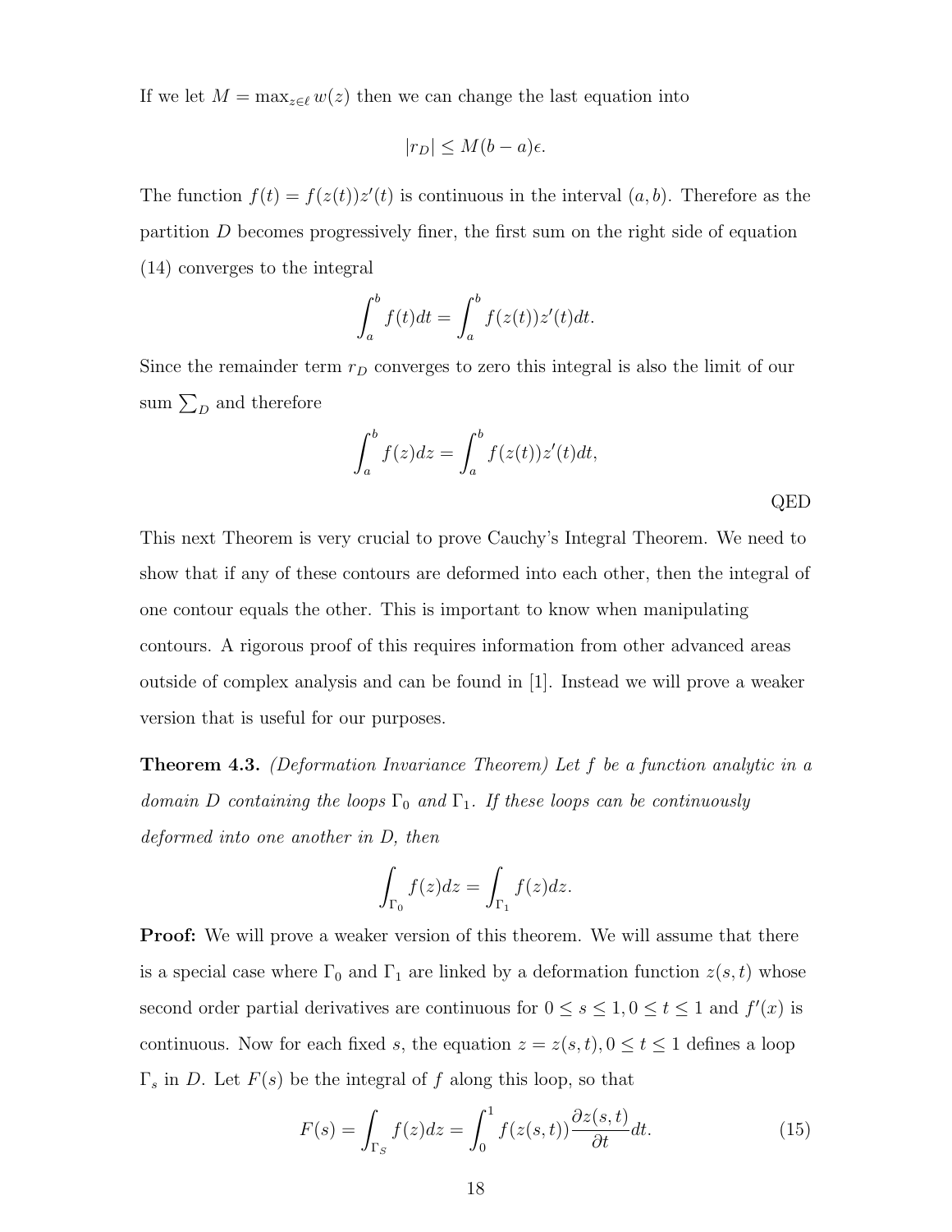If we let $M = \max_{z \in \ell} w(z)$ then we can change the last equation into

$$|r_D| \leq M(b-a)\epsilon.$$

The function $f(t) = f(z(t))z'(t)$ is continuous in the interval $(a, b)$. Therefore as the partition $D$ becomes progressively finer, the first sum on the right side of equation (14) converges to the integral

$$\int_a^b f(t)dt = \int_a^b f(z(t))z'(t)dt.$$

Since the remainder term $r_D$ converges to zero this integral is also the limit of our sum $\sum_D$ and therefore

$$\int_a^b f(z)dz = \int_a^b f(z(t))z'(t)dt,$$

QED

This next Theorem is very crucial to prove Cauchy's Integral Theorem. We need to show that if any of these contours are deformed into each other, then the integral of one contour equals the other. This is important to know when manipulating contours. A rigorous proof of this requires information from other advanced areas outside of complex analysis and can be found in [1]. Instead we will prove a weaker version that is useful for our purposes.

**Theorem 4.3.** *(Deformation Invariance Theorem) Let $f$ be a function analytic in a domain $D$ containing the loops $\Gamma_0$ and $\Gamma_1$. If these loops can be continuously deformed into one another in D, then*

$$\int_{\Gamma_0} f(z)dz = \int_{\Gamma_1} f(z)dz.$$

**Proof:** We will prove a weaker version of this theorem. We will assume that there is a special case where $\Gamma_0$ and $\Gamma_1$ are linked by a deformation function $z(s, t)$ whose second order partial derivatives are continuous for $0 \leq s \leq 1, 0 \leq t \leq 1$ and $f'(x)$ is continuous. Now for each fixed $s$, the equation $z = z(s, t), 0 \leq t \leq 1$ defines a loop $\Gamma_s$ in $D$. Let $F(s)$ be the integral of $f$ along this loop, so that

$$F(s) = \int_{\Gamma_S} f(z)dz = \int_0^1 f(z(s,t))\frac{\partial z(s,t)}{\partial t}dt. \tag{15}$$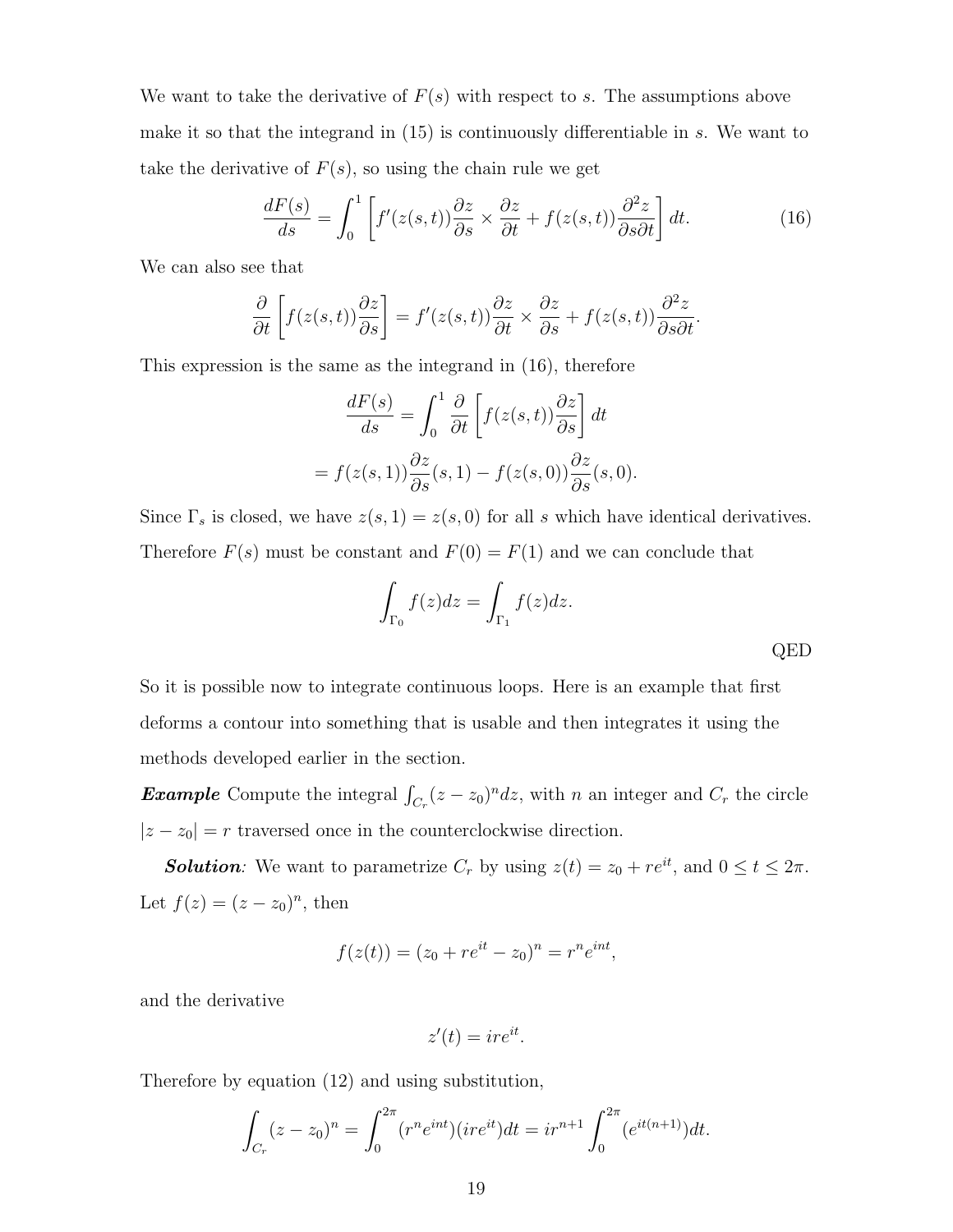We want to take the derivative of $F(s)$ with respect to $s$. The assumptions above make it so that the integrand in (15) is continuously differentiable in $s$. We want to take the derivative of $F(s)$, so using the chain rule we get

$$\frac{dF(s)}{ds} = \int_0^1 \left[ f'(z(s,t)) \frac{\partial z}{\partial s} \times \frac{\partial z}{\partial t} + f(z(s,t)) \frac{\partial^2 z}{\partial s \partial t} \right] dt. \tag{16}$$

We can also see that

$$\frac{\partial}{\partial t} \left[ f(z(s,t)) \frac{\partial z}{\partial s} \right] = f'(z(s,t)) \frac{\partial z}{\partial t} \times \frac{\partial z}{\partial s} + f(z(s,t)) \frac{\partial^2 z}{\partial s \partial t}.$$

This expression is the same as the integrand in (16), therefore

$$\frac{dF(s)}{ds} = \int_0^1 \frac{\partial}{\partial t} \left[ f(z(s,t)) \frac{\partial z}{\partial s} \right] dt$$

$$= f(z(s,1)) \frac{\partial z}{\partial s}(s,1) - f(z(s,0)) \frac{\partial z}{\partial s}(s,0).$$

Since $\Gamma_s$ is closed, we have $z(s,1) = z(s,0)$ for all $s$ which have identical derivatives. Therefore $F(s)$ must be constant and $F(0) = F(1)$ and we can conclude that

$$\int_{\Gamma_0} f(z) dz = \int_{\Gamma_1} f(z) dz.$$

QED

So it is possible now to integrate continuous loops. Here is an example that first deforms a contour into something that is usable and then integrates it using the methods developed earlier in the section.

***Example*** Compute the integral $\int_{C_r} (z - z_0)^n dz$, with $n$ an integer and $C_r$ the circle $|z - z_0| = r$ traversed once in the counterclockwise direction.

***Solution**:* We want to parametrize $C_r$ by using $z(t) = z_0 + re^{it}$, and $0 \leq t \leq 2\pi$. Let $f(z) = (z - z_0)^n$, then

$$f(z(t)) = (z_0 + re^{it} - z_0)^n = r^n e^{int},$$

and the derivative

$$z'(t) = ire^{it}.$$

Therefore by equation (12) and using substitution,

$$\int_{C_r} (z - z_0)^n = \int_0^{2\pi} (r^n e^{int})(ire^{it}) dt = ir^{n+1} \int_0^{2\pi} (e^{it(n+1)}) dt.$$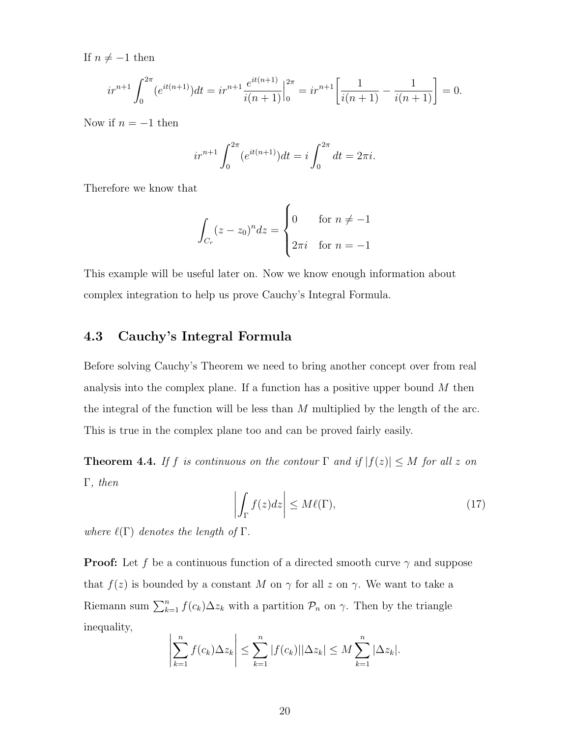If $n \neq -1$ then

$$ir^{n+1} \int_0^{2\pi} (e^{it(n+1)}) dt = ir^{n+1} \frac{e^{it(n+1)}}{i(n+1)} \Big|_0^{2\pi} = ir^{n+1} \left[ \frac{1}{i(n+1)} - \frac{1}{i(n+1)} \right] = 0.$$

Now if $n = -1$ then

$$ir^{n+1} \int_0^{2\pi} (e^{it(n+1)}) dt = i \int_0^{2\pi} dt = 2\pi i.$$

Therefore we know that

$$\int_{C_r} (z - z_0)^n dz = \begin{cases} 0 & \text{for } n \neq -1 \\ 2\pi i & \text{for } n = -1 \end{cases}$$

This example will be useful later on. Now we know enough information about complex integration to help us prove Cauchy's Integral Formula.

## 4.3 Cauchy's Integral Formula

Before solving Cauchy's Theorem we need to bring another concept over from real analysis into the complex plane. If a function has a positive upper bound $M$ then the integral of the function will be less than $M$ multiplied by the length of the arc. This is true in the complex plane too and can be proved fairly easily.

**Theorem 4.4.** *If $f$ is continuous on the contour $\Gamma$ and if $|f(z)| \leq M$ for all $z$ on $\Gamma$, then*

$$\left| \int_\Gamma f(z) dz \right| \leq M\ell(\Gamma), \tag{17}$$

*where $\ell(\Gamma)$ denotes the length of $\Gamma$.*

**Proof:** Let $f$ be a continuous function of a directed smooth curve $\gamma$ and suppose that $f(z)$ is bounded by a constant $M$ on $\gamma$ for all $z$ on $\gamma$. We want to take a Riemann sum $\sum_{k=1}^{n} f(c_k)\Delta z_k$ with a partition $\mathcal{P}_n$ on $\gamma$. Then by the triangle inequality,

$$\left| \sum_{k=1}^{n} f(c_k)\Delta z_k \right| \leq \sum_{k=1}^{n} |f(c_k)||\Delta z_k| \leq M \sum_{k=1}^{n} |\Delta z_k|.$$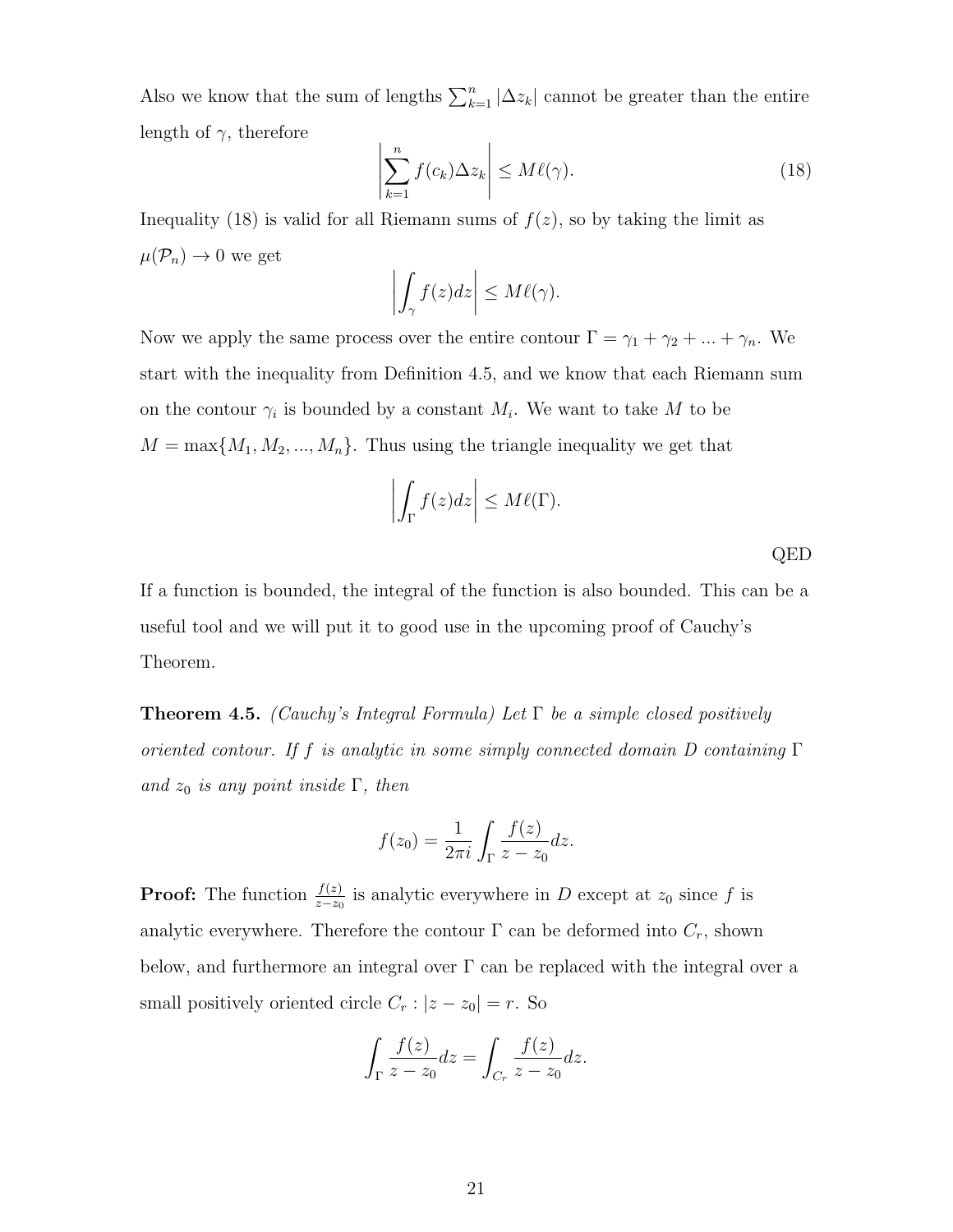Also we know that the sum of lengths $\sum_{k=1}^{n} |\Delta z_k|$ cannot be greater than the entire length of $\gamma$, therefore

$$\left| \sum_{k=1}^{n} f(c_k)\Delta z_k \right| \leq M\ell(\gamma). \tag{18}$$

Inequality (18) is valid for all Riemann sums of $f(z)$, so by taking the limit as $\mu(\mathcal{P}_n) \to 0$ we get

$$\left| \int_{\gamma} f(z)dz \right| \leq M\ell(\gamma).$$

Now we apply the same process over the entire contour $\Gamma = \gamma_1 + \gamma_2 + ... + \gamma_n$. We start with the inequality from Definition 4.5, and we know that each Riemann sum on the contour $\gamma_i$ is bounded by a constant $M_i$. We want to take $M$ to be $M = \max\{M_1, M_2, ..., M_n\}$. Thus using the triangle inequality we get that

$$\left| \int_{\Gamma} f(z)dz \right| \leq M\ell(\Gamma).$$

QED

If a function is bounded, the integral of the function is also bounded. This can be a useful tool and we will put it to good use in the upcoming proof of Cauchy's Theorem.

**Theorem 4.5.** *(Cauchy's Integral Formula) Let $\Gamma$ be a simple closed positively oriented contour. If $f$ is analytic in some simply connected domain $D$ containing $\Gamma$ and $z_0$ is any point inside $\Gamma$, then*

$$f(z_0) = \frac{1}{2\pi i} \int_{\Gamma} \frac{f(z)}{z - z_0} dz.$$

**Proof:** The function $\frac{f(z)}{z-z_0}$ is analytic everywhere in $D$ except at $z_0$ since $f$ is analytic everywhere. Therefore the contour $\Gamma$ can be deformed into $C_r$, shown below, and furthermore an integral over $\Gamma$ can be replaced with the integral over a small positively oriented circle $C_r : |z - z_0| = r$. So

$$\int_{\Gamma} \frac{f(z)}{z - z_0} dz = \int_{C_r} \frac{f(z)}{z - z_0} dz.$$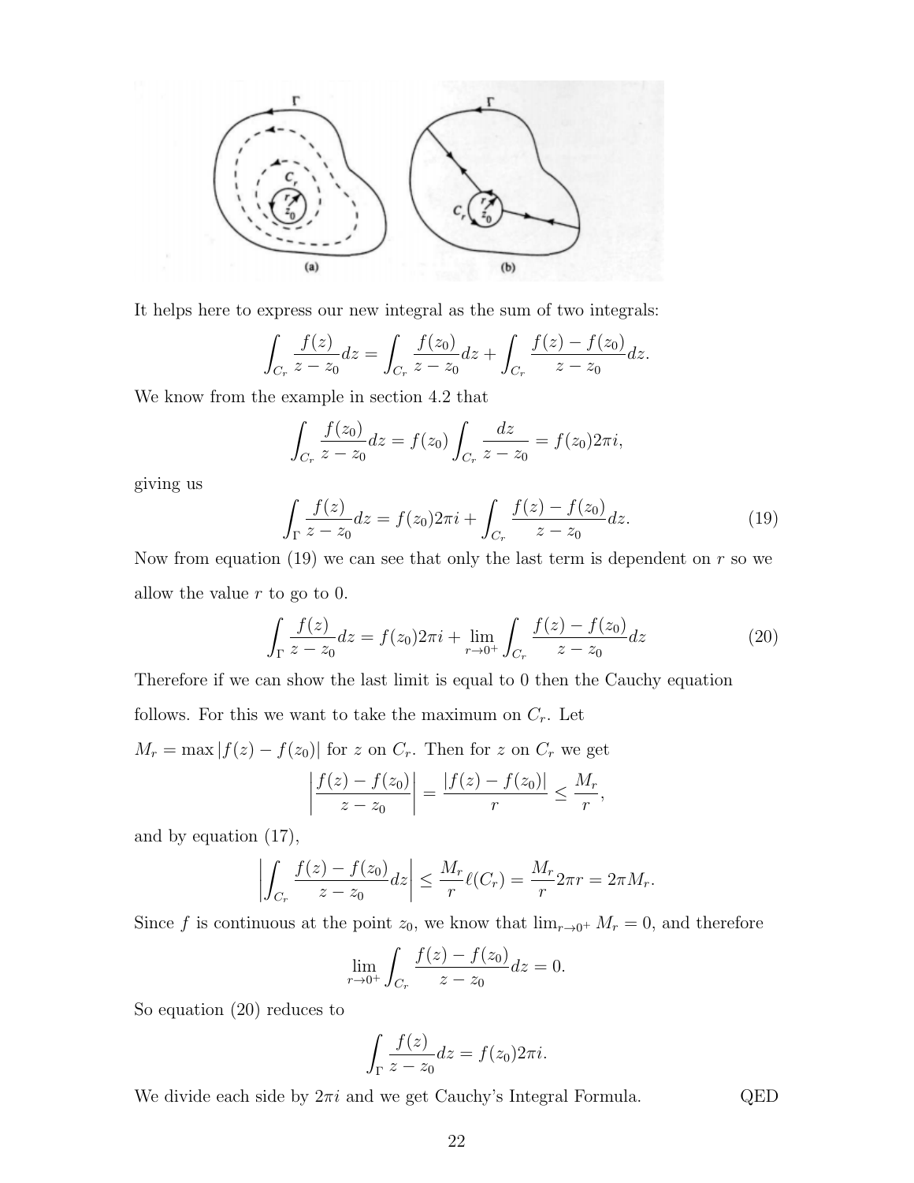It helps here to express our new integral as the sum of two integrals:

$$\int_{C_r} \frac{f(z)}{z - z_0} dz = \int_{C_r} \frac{f(z_0)}{z - z_0} dz + \int_{C_r} \frac{f(z) - f(z_0)}{z - z_0} dz.$$

We know from the example in section 4.2 that

$$\int_{C_r} \frac{f(z_0)}{z - z_0} dz = f(z_0) \int_{C_r} \frac{dz}{z - z_0} = f(z_0) 2\pi i,$$

giving us

$$\int_{\Gamma} \frac{f(z)}{z - z_0} dz = f(z_0) 2\pi i + \int_{C_r} \frac{f(z) - f(z_0)}{z - z_0} dz. \tag{19}$$

Now from equation (19) we can see that only the last term is dependent on $r$ so we allow the value $r$ to go to 0.

$$\int_{\Gamma} \frac{f(z)}{z - z_0} dz = f(z_0) 2\pi i + \lim_{r \to 0^+} \int_{C_r} \frac{f(z) - f(z_0)}{z - z_0} dz \tag{20}$$

Therefore if we can show the last limit is equal to 0 then the Cauchy equation follows. For this we want to take the maximum on $C_r$. Let

$M_r = \max |f(z) - f(z_0)|$ for $z$ on $C_r$. Then for $z$ on $C_r$ we get

$$\left| \frac{f(z) - f(z_0)}{z - z_0} \right| = \frac{|f(z) - f(z_0)|}{r} \leq \frac{M_r}{r},$$

and by equation (17),

$$\left| \int_{C_r} \frac{f(z) - f(z_0)}{z - z_0} dz \right| \leq \frac{M_r}{r} \ell(C_r) = \frac{M_r}{r} 2\pi r = 2\pi M_r.$$

Since $f$ is continuous at the point $z_0$, we know that $\lim_{r \to 0^+} M_r = 0$, and therefore

$$\lim_{r \to 0^+} \int_{C_r} \frac{f(z) - f(z_0)}{z - z_0} dz = 0.$$

So equation (20) reduces to

$$\int_{\Gamma} \frac{f(z)}{z - z_0} dz = f(z_0) 2\pi i.$$

We divide each side by $2\pi i$ and we get Cauchy's Integral Formula. QED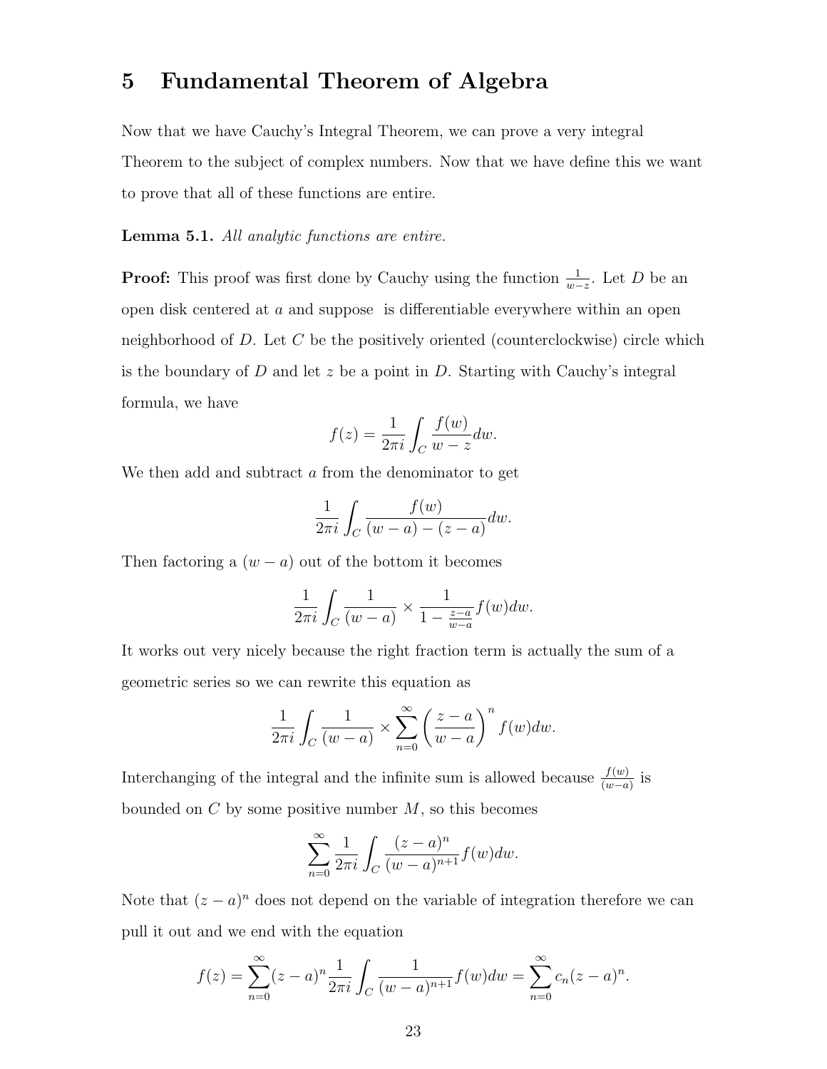# 5 Fundamental Theorem of Algebra

Now that we have Cauchy's Integral Theorem, we can prove a very integral Theorem to the subject of complex numbers. Now that we have define this we want to prove that all of these functions are entire.

**Lemma 5.1.** *All analytic functions are entire.*

**Proof:** This proof was first done by Cauchy using the function $\frac{1}{w-z}$. Let $D$ be an open disk centered at $a$ and suppose is differentiable everywhere within an open neighborhood of $D$. Let $C$ be the positively oriented (counterclockwise) circle which is the boundary of $D$ and let $z$ be a point in $D$. Starting with Cauchy's integral formula, we have

$$f(z) = \frac{1}{2\pi i} \int_C \frac{f(w)}{w-z} dw.$$

We then add and subtract $a$ from the denominator to get

$$\frac{1}{2\pi i} \int_C \frac{f(w)}{(w-a)-(z-a)} dw.$$

Then factoring a $(w-a)$ out of the bottom it becomes

$$\frac{1}{2\pi i} \int_C \frac{1}{(w-a)} \times \frac{1}{1-\frac{z-a}{w-a}} f(w) dw.$$

It works out very nicely because the right fraction term is actually the sum of a geometric series so we can rewrite this equation as

$$\frac{1}{2\pi i} \int_C \frac{1}{(w-a)} \times \sum_{n=0}^{\infty} \left(\frac{z-a}{w-a}\right)^n f(w) dw.$$

Interchanging of the integral and the infinite sum is allowed because $\frac{f(w)}{(w-a)}$ is bounded on $C$ by some positive number $M$, so this becomes

$$\sum_{n=0}^{\infty} \frac{1}{2\pi i} \int_C \frac{(z-a)^n}{(w-a)^{n+1}} f(w) dw.$$

Note that $(z-a)^n$ does not depend on the variable of integration therefore we can pull it out and we end with the equation

$$f(z) = \sum_{n=0}^{\infty} (z-a)^n \frac{1}{2\pi i} \int_C \frac{1}{(w-a)^{n+1}} f(w) dw = \sum_{n=0}^{\infty} c_n (z-a)^n.$$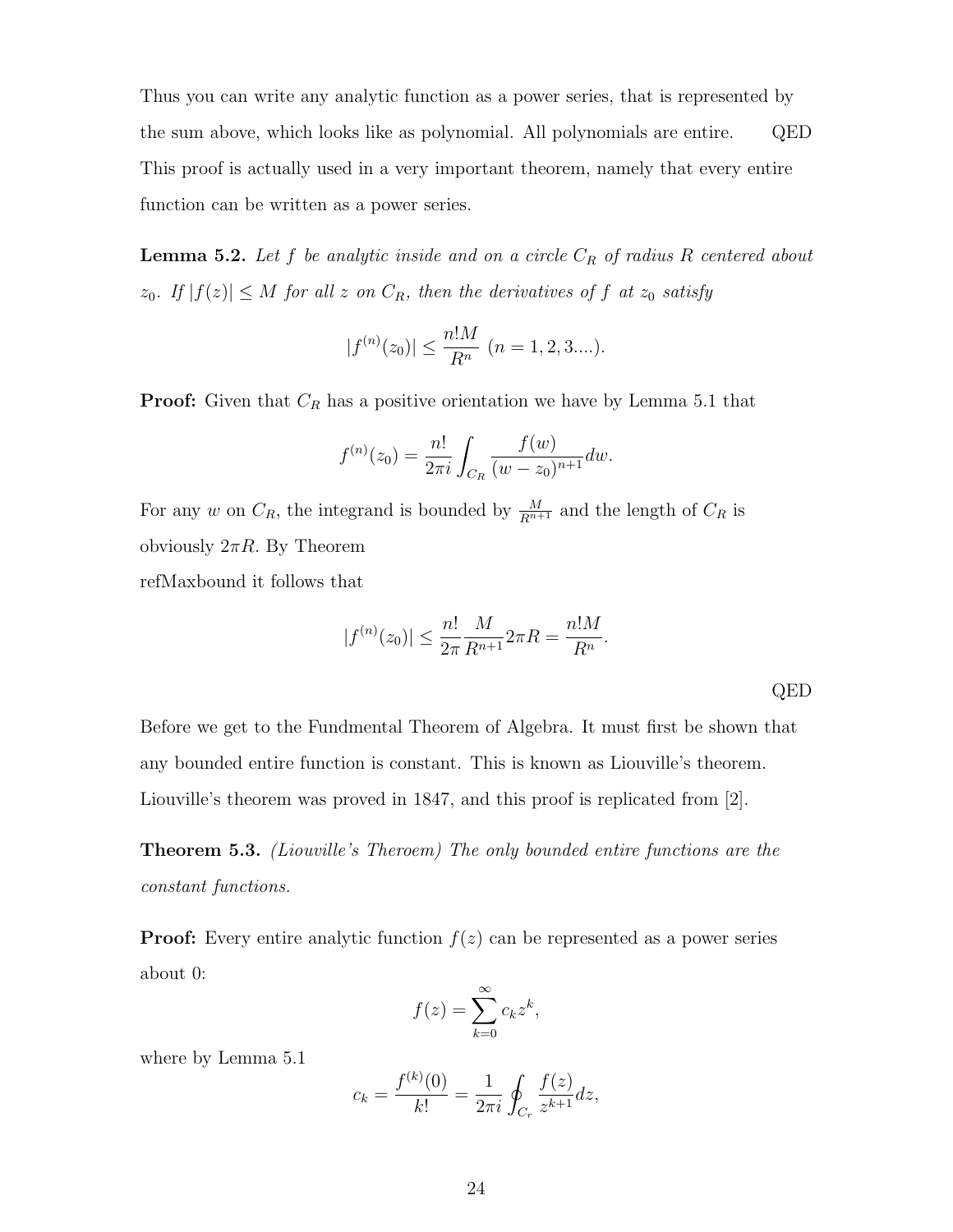Thus you can write any analytic function as a power series, that is represented by the sum above, which looks like as polynomial. All polynomials are entire. QED

This proof is actually used in a very important theorem, namely that every entire function can be written as a power series.

**Lemma 5.2.** *Let $f$ be analytic inside and on a circle $C_R$ of radius $R$ centered about $z_0$. If $|f(z)| \leq M$ for all $z$ on $C_R$, then the derivatives of $f$ at $z_0$ satisfy*

$$|f^{(n)}(z_0)| \leq \frac{n!M}{R^n} \ (n = 1, 2, 3....).$$

**Proof:** Given that $C_R$ has a positive orientation we have by Lemma 5.1 that

$$f^{(n)}(z_0) = \frac{n!}{2\pi i} \int_{C_R} \frac{f(w)}{(w - z_0)^{n+1}} dw.$$

For any $w$ on $C_R$, the integrand is bounded by $\frac{M}{R^{n+1}}$ and the length of $C_R$ is obviously $2\pi R$. By Theorem
refMaxbound it follows that

$$|f^{(n)}(z_0)| \leq \frac{n!}{2\pi} \frac{M}{R^{n+1}} 2\pi R = \frac{n!M}{R^n}.$$

QED

Before we get to the Fundmental Theorem of Algebra. It must first be shown that any bounded entire function is constant. This is known as Liouville's theorem. Liouville's theorem was proved in 1847, and this proof is replicated from [2].

**Theorem 5.3.** *(Liouville's Theroem) The only bounded entire functions are the constant functions.*

**Proof:** Every entire analytic function $f(z)$ can be represented as a power series about 0:

$$f(z) = \sum_{k=0}^{\infty} c_k z^k,$$

where by Lemma 5.1

$$c_k = \frac{f^{(k)}(0)}{k!} = \frac{1}{2\pi i} \oint_{C_r} \frac{f(z)}{z^{k+1}} dz,$$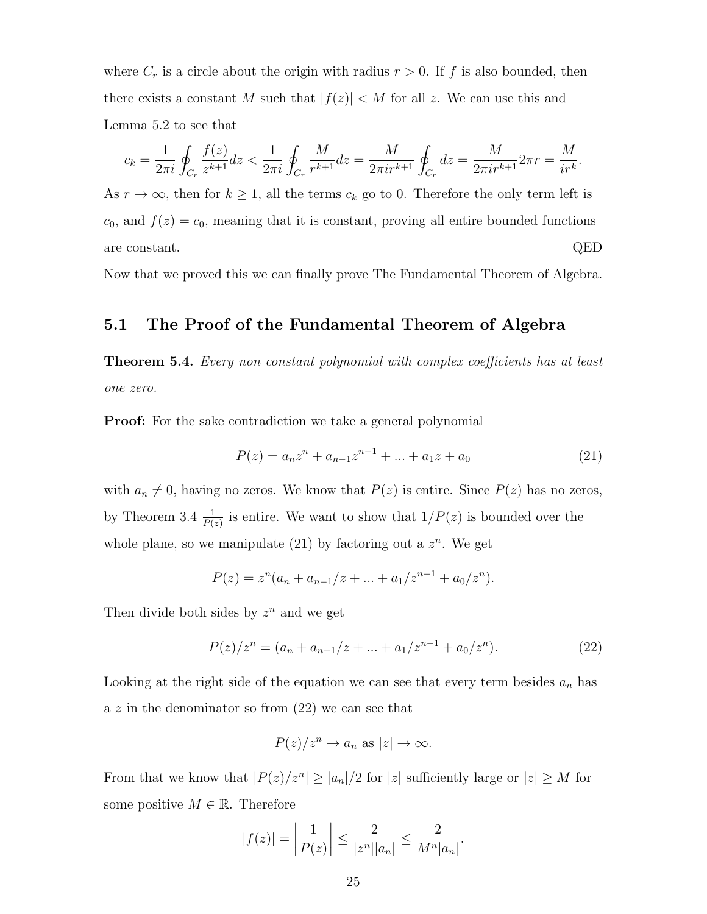where $C_r$ is a circle about the origin with radius $r > 0$. If $f$ is also bounded, then there exists a constant $M$ such that $|f(z)| < M$ for all $z$. We can use this and Lemma 5.2 to see that

$$c_k = \frac{1}{2\pi i}\oint_{C_r} \frac{f(z)}{z^{k+1}}dz < \frac{1}{2\pi i}\oint_{C_r} \frac{M}{r^{k+1}}dz = \frac{M}{2\pi i r^{k+1}}\oint_{C_r} dz = \frac{M}{2\pi i r^{k+1}}2\pi r = \frac{M}{ir^k}.$$

As $r \to \infty$, then for $k \geq 1$, all the terms $c_k$ go to 0. Therefore the only term left is $c_0$, and $f(z) = c_0$, meaning that it is constant, proving all entire bounded functions are constant. QED

Now that we proved this we can finally prove The Fundamental Theorem of Algebra.

## 5.1 The Proof of the Fundamental Theorem of Algebra

**Theorem 5.4.** *Every non constant polynomial with complex coefficients has at least one zero.*

**Proof:** For the sake contradiction we take a general polynomial

$$P(z) = a_n z^n + a_{n-1}z^{n-1} + ... + a_1 z + a_0 \tag{21}$$

with $a_n \neq 0$, having no zeros. We know that $P(z)$ is entire. Since $P(z)$ has no zeros, by Theorem 3.4 $\frac{1}{P(z)}$ is entire. We want to show that $1/P(z)$ is bounded over the whole plane, so we manipulate (21) by factoring out a $z^n$. We get

$$P(z) = z^n(a_n + a_{n-1}/z + ... + a_1/z^{n-1} + a_0/z^n).$$

Then divide both sides by $z^n$ and we get

$$P(z)/z^n = (a_n + a_{n-1}/z + ... + a_1/z^{n-1} + a_0/z^n). \tag{22}$$

Looking at the right side of the equation we can see that every term besides $a_n$ has a $z$ in the denominator so from (22) we can see that

$$P(z)/z^n \to a_n \text{ as } |z| \to \infty.$$

From that we know that $|P(z)/z^n| \geq |a_n|/2$ for $|z|$ sufficiently large or $|z| \geq M$ for some positive $M \in \mathbb{R}$. Therefore

$$|f(z)| = \left|\frac{1}{P(z)}\right| \leq \frac{2}{|z^n||a_n|} \leq \frac{2}{M^n|a_n|}.$$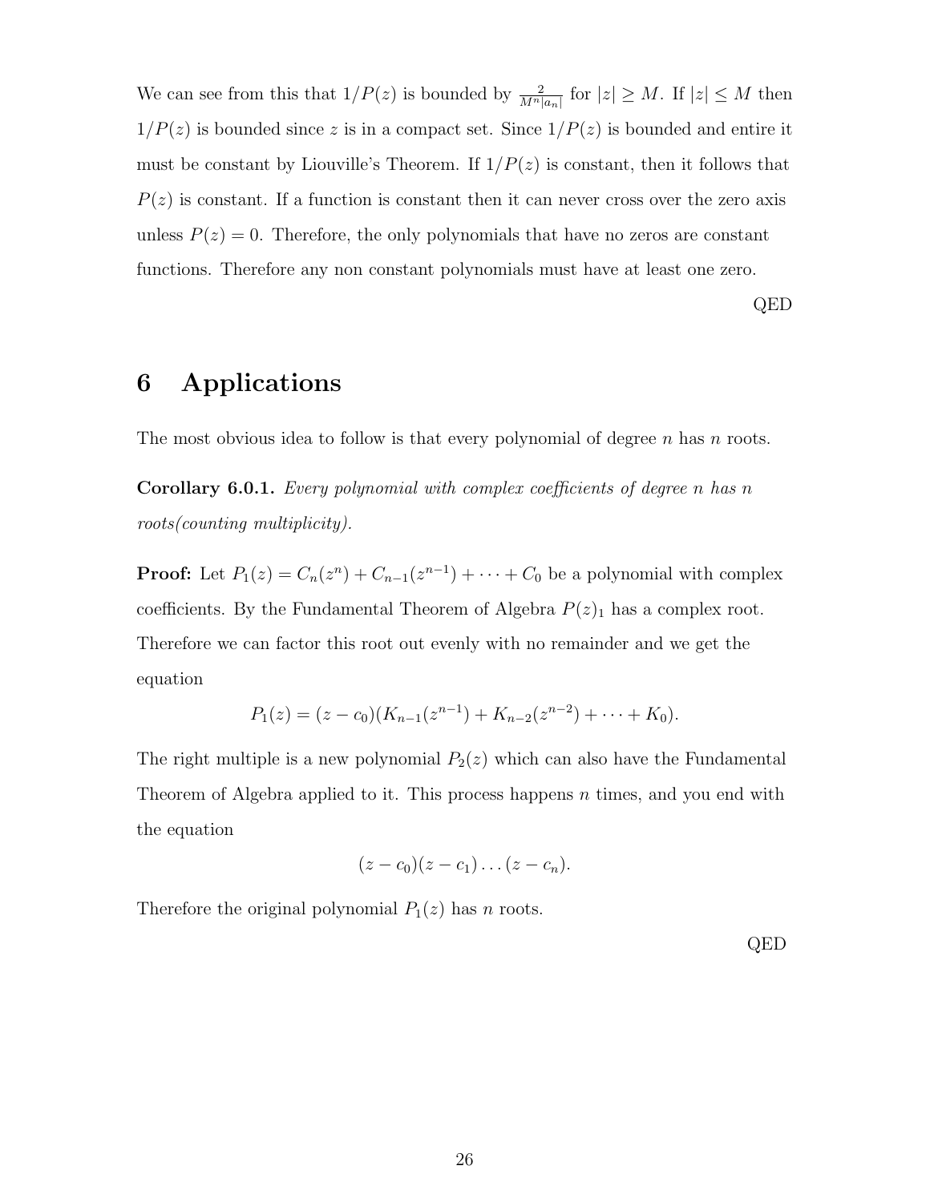We can see from this that $1/P(z)$ is bounded by $\frac{2}{M^n|a_n|}$ for $|z| \geq M$. If $|z| \leq M$ then $1/P(z)$ is bounded since $z$ is in a compact set. Since $1/P(z)$ is bounded and entire it must be constant by Liouville's Theorem. If $1/P(z)$ is constant, then it follows that $P(z)$ is constant. If a function is constant then it can never cross over the zero axis unless $P(z) = 0$. Therefore, the only polynomials that have no zeros are constant functions. Therefore any non constant polynomials must have at least one zero.

QED

# 6 Applications

The most obvious idea to follow is that every polynomial of degree $n$ has $n$ roots.

**Corollary 6.0.1.** *Every polynomial with complex coefficients of degree n has n roots(counting multiplicity).*

**Proof:** Let $P_1(z) = C_n(z^n) + C_{n-1}(z^{n-1}) + \cdots + C_0$ be a polynomial with complex coefficients. By the Fundamental Theorem of Algebra $P(z)_1$ has a complex root. Therefore we can factor this root out evenly with no remainder and we get the equation

$$P_1(z) = (z - c_0)(K_{n-1}(z^{n-1}) + K_{n-2}(z^{n-2}) + \cdots + K_0).$$

The right multiple is a new polynomial $P_2(z)$ which can also have the Fundamental Theorem of Algebra applied to it. This process happens $n$ times, and you end with the equation

$$(z - c_0)(z - c_1) \ldots (z - c_n).$$

Therefore the original polynomial $P_1(z)$ has $n$ roots.

QED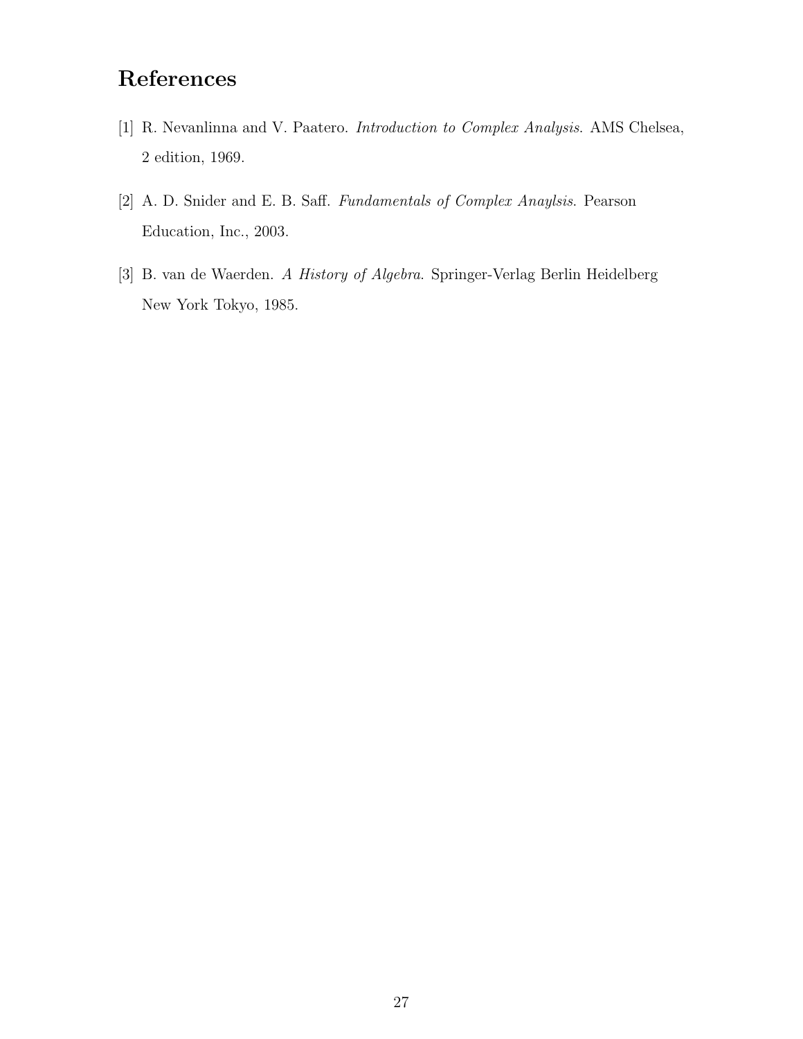# References

[1] R. Nevanlinna and V. Paatero. *Introduction to Complex Analysis*. AMS Chelsea, 2 edition, 1969.

[2] A. D. Snider and E. B. Saff. *Fundamentals of Complex Anaylsis*. Pearson Education, Inc., 2003.

[3] B. van de Waerden. *A History of Algebra*. Springer-Verlag Berlin Heidelberg New York Tokyo, 1985.